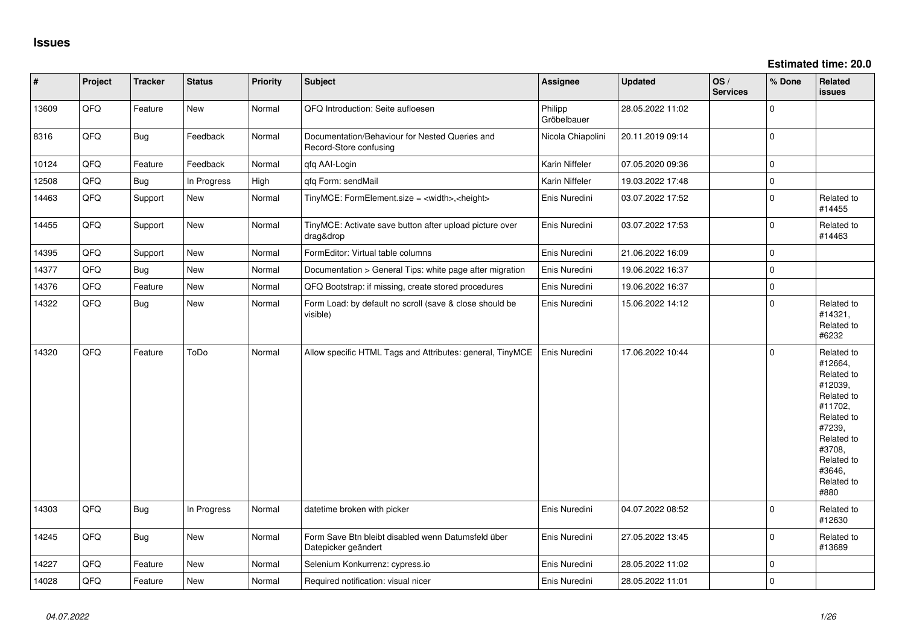# Issues

**Estimated time: 20.0**

| # | Project | Tracker | Status | Priority | Subject | Assignee | Updated | OS / Services | % Done | Related issues |
|---|---|---|---|---|---|---|---|---|---|---|
| 13609 | QFQ | Feature | New | Normal | QFQ Introduction: Seite aufloesen | Philipp Gröbelbauer | 28.05.2022 11:02 | | 0 | |
| 8316 | QFQ | Bug | Feedback | Normal | Documentation/Behaviour for Nested Queries and Record-Store confusing | Nicola Chiapolini | 20.11.2019 09:14 | | 0 | |
| 10124 | QFQ | Feature | Feedback | Normal | qfq AAI-Login | Karin Niffeler | 07.05.2020 09:36 | | 0 | |
| 12508 | QFQ | Bug | In Progress | High | qfq Form: sendMail | Karin Niffeler | 19.03.2022 17:48 | | 0 | |
| 14463 | QFQ | Support | New | Normal | TinyMCE: FormElement.size = <width>,<height> | Enis Nuredini | 03.07.2022 17:52 | | 0 | Related to #14455 |
| 14455 | QFQ | Support | New | Normal | TinyMCE: Activate save button after upload picture over drag&drop | Enis Nuredini | 03.07.2022 17:53 | | 0 | Related to #14463 |
| 14395 | QFQ | Support | New | Normal | FormEditor: Virtual table columns | Enis Nuredini | 21.06.2022 16:09 | | 0 | |
| 14377 | QFQ | Bug | New | Normal | Documentation > General Tips: white page after migration | Enis Nuredini | 19.06.2022 16:37 | | 0 | |
| 14376 | QFQ | Feature | New | Normal | QFQ Bootstrap: if missing, create stored procedures | Enis Nuredini | 19.06.2022 16:37 | | 0 | |
| 14322 | QFQ | Bug | New | Normal | Form Load: by default no scroll (save & close should be visible) | Enis Nuredini | 15.06.2022 14:12 | | 0 | Related to #14321, Related to #6232 |
| 14320 | QFQ | Feature | ToDo | Normal | Allow specific HTML Tags and Attributes: general, TinyMCE | Enis Nuredini | 17.06.2022 10:44 | | 0 | Related to #12664, Related to #12039, Related to #11702, Related to #7239, Related to #3708, Related to #3646, Related to #880 |
| 14303 | QFQ | Bug | In Progress | Normal | datetime broken with picker | Enis Nuredini | 04.07.2022 08:52 | | 0 | Related to #12630 |
| 14245 | QFQ | Bug | New | Normal | Form Save Btn bleibt disabled wenn Datumsfeld über Datepicker geändert | Enis Nuredini | 27.05.2022 13:45 | | 0 | Related to #13689 |
| 14227 | QFQ | Feature | New | Normal | Selenium Konkurrenz: cypress.io | Enis Nuredini | 28.05.2022 11:02 | | 0 | |
| 14028 | QFQ | Feature | New | Normal | Required notification: visual nicer | Enis Nuredini | 28.05.2022 11:01 | | 0 | |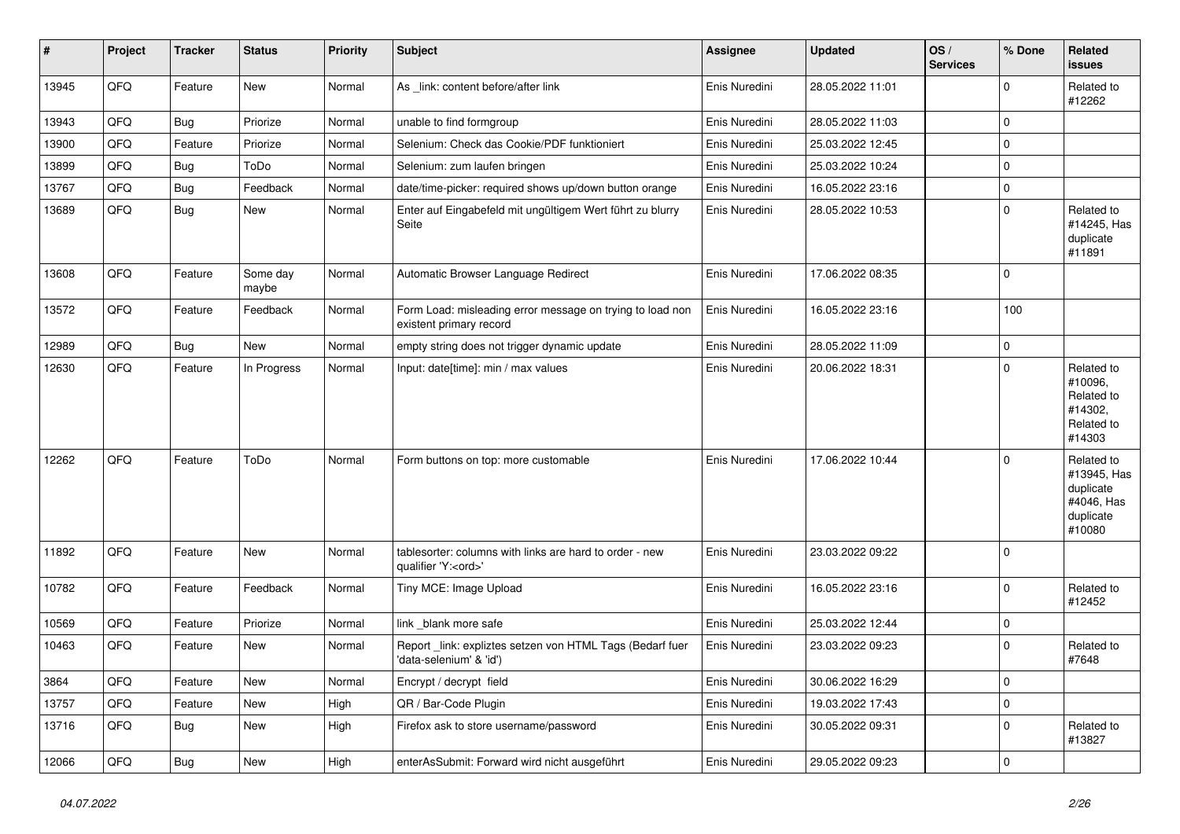| # | Project | Tracker | Status | Priority | Subject | Assignee | Updated | OS / Services | % Done | Related issues |
|---|---|---|---|---|---|---|---|---|---|---|
| 13945 | QFQ | Feature | New | Normal | As _link: content before/after link | Enis Nuredini | 28.05.2022 11:01 | | 0 | Related to #12262 |
| 13943 | QFQ | Bug | Priorize | Normal | unable to find formgroup | Enis Nuredini | 28.05.2022 11:03 | | 0 | |
| 13900 | QFQ | Feature | Priorize | Normal | Selenium: Check das Cookie/PDF funktioniert | Enis Nuredini | 25.03.2022 12:45 | | 0 | |
| 13899 | QFQ | Bug | ToDo | Normal | Selenium: zum laufen bringen | Enis Nuredini | 25.03.2022 10:24 | | 0 | |
| 13767 | QFQ | Bug | Feedback | Normal | date/time-picker: required shows up/down button orange | Enis Nuredini | 16.05.2022 23:16 | | 0 | |
| 13689 | QFQ | Bug | New | Normal | Enter auf Eingabefeld mit ungültigem Wert führt zu blurry Seite | Enis Nuredini | 28.05.2022 10:53 | | 0 | Related to #14245, Has duplicate #11891 |
| 13608 | QFQ | Feature | Some day maybe | Normal | Automatic Browser Language Redirect | Enis Nuredini | 17.06.2022 08:35 | | 0 | |
| 13572 | QFQ | Feature | Feedback | Normal | Form Load: misleading error message on trying to load non existent primary record | Enis Nuredini | 16.05.2022 23:16 | | 100 | |
| 12989 | QFQ | Bug | New | Normal | empty string does not trigger dynamic update | Enis Nuredini | 28.05.2022 11:09 | | 0 | |
| 12630 | QFQ | Feature | In Progress | Normal | Input: date[time]: min / max values | Enis Nuredini | 20.06.2022 18:31 | | 0 | Related to #10096, Related to #14302, Related to #14303 |
| 12262 | QFQ | Feature | ToDo | Normal | Form buttons on top: more customable | Enis Nuredini | 17.06.2022 10:44 | | 0 | Related to #13945, Has duplicate #4046, Has duplicate #10080 |
| 11892 | QFQ | Feature | New | Normal | tablesorter: columns with links are hard to order - new qualifier 'Y:<ord>' | Enis Nuredini | 23.03.2022 09:22 | | 0 | |
| 10782 | QFQ | Feature | Feedback | Normal | Tiny MCE: Image Upload | Enis Nuredini | 16.05.2022 23:16 | | 0 | Related to #12452 |
| 10569 | QFQ | Feature | Priorize | Normal | link _blank more safe | Enis Nuredini | 25.03.2022 12:44 | | 0 | |
| 10463 | QFQ | Feature | New | Normal | Report _link: expliztes setzen von HTML Tags (Bedarf fuer 'data-selenium' & 'id') | Enis Nuredini | 23.03.2022 09:23 | | 0 | Related to #7648 |
| 3864 | QFQ | Feature | New | Normal | Encrypt / decrypt field | Enis Nuredini | 30.06.2022 16:29 | | 0 | |
| 13757 | QFQ | Feature | New | High | QR / Bar-Code Plugin | Enis Nuredini | 19.03.2022 17:43 | | 0 | |
| 13716 | QFQ | Bug | New | High | Firefox ask to store username/password | Enis Nuredini | 30.05.2022 09:31 | | 0 | Related to #13827 |
| 12066 | QFQ | Bug | New | High | enterAsSubmit: Forward wird nicht ausgeführt | Enis Nuredini | 29.05.2022 09:23 | | 0 | |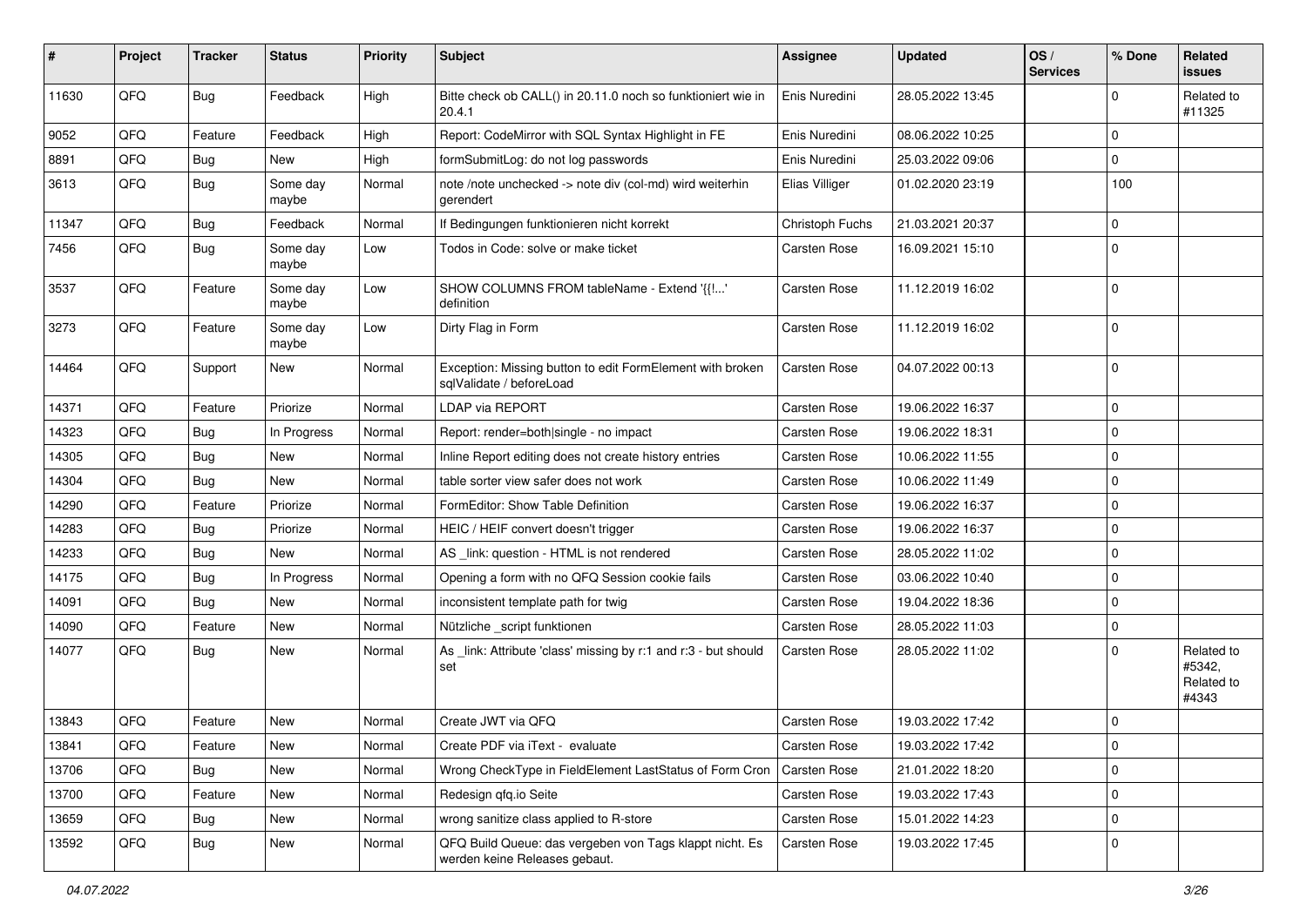| # | Project | Tracker | Status | Priority | Subject | Assignee | Updated | OS / Services | % Done | Related issues |
|---|---|---|---|---|---|---|---|---|---|---|
| 11630 | QFQ | Bug | Feedback | High | Bitte check ob CALL() in 20.11.0 noch so funktioniert wie in 20.4.1 | Enis Nuredini | 28.05.2022 13:45 | | 0 | Related to #11325 |
| 9052 | QFQ | Feature | Feedback | High | Report: CodeMirror with SQL Syntax Highlight in FE | Enis Nuredini | 08.06.2022 10:25 | | 0 | |
| 8891 | QFQ | Bug | New | High | formSubmitLog: do not log passwords | Enis Nuredini | 25.03.2022 09:06 | | 0 | |
| 3613 | QFQ | Bug | Some day maybe | Normal | note /note unchecked -> note div (col-md) wird weiterhin gerendert | Elias Villiger | 01.02.2020 23:19 | | 100 | |
| 11347 | QFQ | Bug | Feedback | Normal | If Bedingungen funktionieren nicht korrekt | Christoph Fuchs | 21.03.2021 20:37 | | 0 | |
| 7456 | QFQ | Bug | Some day maybe | Low | Todos in Code: solve or make ticket | Carsten Rose | 16.09.2021 15:10 | | 0 | |
| 3537 | QFQ | Feature | Some day maybe | Low | SHOW COLUMNS FROM tableName - Extend '{{!...' definition | Carsten Rose | 11.12.2019 16:02 | | 0 | |
| 3273 | QFQ | Feature | Some day maybe | Low | Dirty Flag in Form | Carsten Rose | 11.12.2019 16:02 | | 0 | |
| 14464 | QFQ | Support | New | Normal | Exception: Missing button to edit FormElement with broken sqlValidate / beforeLoad | Carsten Rose | 04.07.2022 00:13 | | 0 | |
| 14371 | QFQ | Feature | Priorize | Normal | LDAP via REPORT | Carsten Rose | 19.06.2022 16:37 | | 0 | |
| 14323 | QFQ | Bug | In Progress | Normal | Report: render=both\|single - no impact | Carsten Rose | 19.06.2022 18:31 | | 0 | |
| 14305 | QFQ | Bug | New | Normal | Inline Report editing does not create history entries | Carsten Rose | 10.06.2022 11:55 | | 0 | |
| 14304 | QFQ | Bug | New | Normal | table sorter view safer does not work | Carsten Rose | 10.06.2022 11:49 | | 0 | |
| 14290 | QFQ | Feature | Priorize | Normal | FormEditor: Show Table Definition | Carsten Rose | 19.06.2022 16:37 | | 0 | |
| 14283 | QFQ | Bug | Priorize | Normal | HEIC / HEIF convert doesn't trigger | Carsten Rose | 19.06.2022 16:37 | | 0 | |
| 14233 | QFQ | Bug | New | Normal | AS _link: question - HTML is not rendered | Carsten Rose | 28.05.2022 11:02 | | 0 | |
| 14175 | QFQ | Bug | In Progress | Normal | Opening a form with no QFQ Session cookie fails | Carsten Rose | 03.06.2022 10:40 | | 0 | |
| 14091 | QFQ | Bug | New | Normal | inconsistent template path for twig | Carsten Rose | 19.04.2022 18:36 | | 0 | |
| 14090 | QFQ | Feature | New | Normal | Nützliche _script funktionen | Carsten Rose | 28.05.2022 11:03 | | 0 | |
| 14077 | QFQ | Bug | New | Normal | As _link: Attribute 'class' missing by r:1 and r:3 - but should set | Carsten Rose | 28.05.2022 11:02 | | 0 | Related to #5342, Related to #4343 |
| 13843 | QFQ | Feature | New | Normal | Create JWT via QFQ | Carsten Rose | 19.03.2022 17:42 | | 0 | |
| 13841 | QFQ | Feature | New | Normal | Create PDF via iText - evaluate | Carsten Rose | 19.03.2022 17:42 | | 0 | |
| 13706 | QFQ | Bug | New | Normal | Wrong CheckType in FieldElement LastStatus of Form Cron | Carsten Rose | 21.01.2022 18:20 | | 0 | |
| 13700 | QFQ | Feature | New | Normal | Redesign qfq.io Seite | Carsten Rose | 19.03.2022 17:43 | | 0 | |
| 13659 | QFQ | Bug | New | Normal | wrong sanitize class applied to R-store | Carsten Rose | 15.01.2022 14:23 | | 0 | |
| 13592 | QFQ | Bug | New | Normal | QFQ Build Queue: das vergeben von Tags klappt nicht. Es werden keine Releases gebaut. | Carsten Rose | 19.03.2022 17:45 | | 0 | |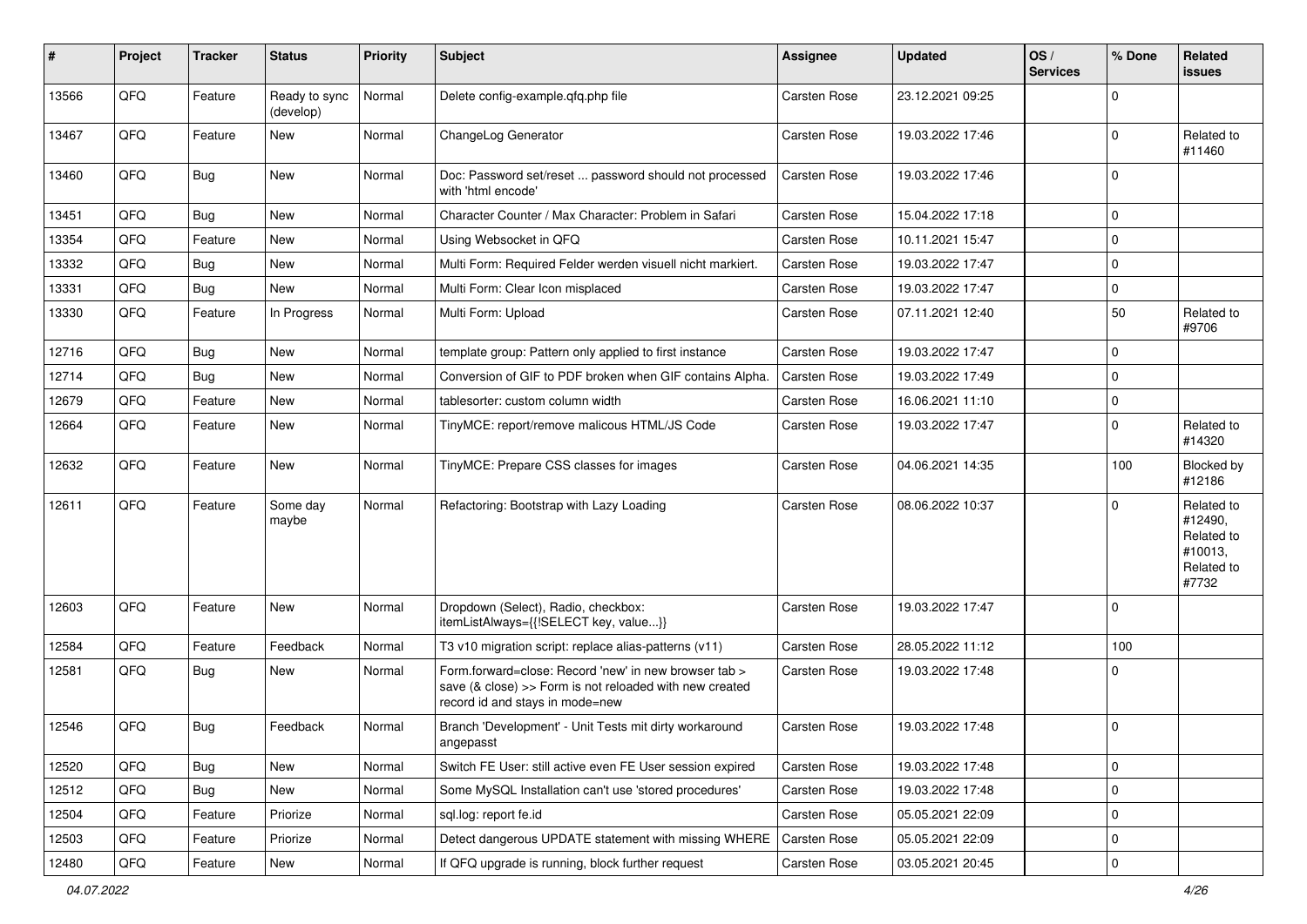| # | Project | Tracker | Status | Priority | Subject | Assignee | Updated | OS / Services | % Done | Related issues |
|---|---|---|---|---|---|---|---|---|---|---|
| 13566 | QFQ | Feature | Ready to sync (develop) | Normal | Delete config-example.qfq.php file | Carsten Rose | 23.12.2021 09:25 | | 0 | |
| 13467 | QFQ | Feature | New | Normal | ChangeLog Generator | Carsten Rose | 19.03.2022 17:46 | | 0 | Related to #11460 |
| 13460 | QFQ | Bug | New | Normal | Doc: Password set/reset ... password should not processed with 'html encode' | Carsten Rose | 19.03.2022 17:46 | | 0 | |
| 13451 | QFQ | Bug | New | Normal | Character Counter / Max Character: Problem in Safari | Carsten Rose | 15.04.2022 17:18 | | 0 | |
| 13354 | QFQ | Feature | New | Normal | Using Websocket in QFQ | Carsten Rose | 10.11.2021 15:47 | | 0 | |
| 13332 | QFQ | Bug | New | Normal | Multi Form: Required Felder werden visuell nicht markiert. | Carsten Rose | 19.03.2022 17:47 | | 0 | |
| 13331 | QFQ | Bug | New | Normal | Multi Form: Clear Icon misplaced | Carsten Rose | 19.03.2022 17:47 | | 0 | |
| 13330 | QFQ | Feature | In Progress | Normal | Multi Form: Upload | Carsten Rose | 07.11.2021 12:40 | | 50 | Related to #9706 |
| 12716 | QFQ | Bug | New | Normal | template group: Pattern only applied to first instance | Carsten Rose | 19.03.2022 17:47 | | 0 | |
| 12714 | QFQ | Bug | New | Normal | Conversion of GIF to PDF broken when GIF contains Alpha. | Carsten Rose | 19.03.2022 17:49 | | 0 | |
| 12679 | QFQ | Feature | New | Normal | tablesorter: custom column width | Carsten Rose | 16.06.2021 11:10 | | 0 | |
| 12664 | QFQ | Feature | New | Normal | TinyMCE: report/remove malicous HTML/JS Code | Carsten Rose | 19.03.2022 17:47 | | 0 | Related to #14320 |
| 12632 | QFQ | Feature | New | Normal | TinyMCE: Prepare CSS classes for images | Carsten Rose | 04.06.2021 14:35 | | 100 | Blocked by #12186 |
| 12611 | QFQ | Feature | Some day maybe | Normal | Refactoring: Bootstrap with Lazy Loading | Carsten Rose | 08.06.2022 10:37 | | 0 | Related to #12490, Related to #10013, Related to #7732 |
| 12603 | QFQ | Feature | New | Normal | Dropdown (Select), Radio, checkbox: itemListAlways={{!SELECT key, value...}} | Carsten Rose | 19.03.2022 17:47 | | 0 | |
| 12584 | QFQ | Feature | Feedback | Normal | T3 v10 migration script: replace alias-patterns (v11) | Carsten Rose | 28.05.2022 11:12 | | 100 | |
| 12581 | QFQ | Bug | New | Normal | Form.forward=close: Record 'new' in new browser tab > save (& close) >> Form is not reloaded with new created record id and stays in mode=new | Carsten Rose | 19.03.2022 17:48 | | 0 | |
| 12546 | QFQ | Bug | Feedback | Normal | Branch 'Development' - Unit Tests mit dirty workaround angepasst | Carsten Rose | 19.03.2022 17:48 | | 0 | |
| 12520 | QFQ | Bug | New | Normal | Switch FE User: still active even FE User session expired | Carsten Rose | 19.03.2022 17:48 | | 0 | |
| 12512 | QFQ | Bug | New | Normal | Some MySQL Installation can't use 'stored procedures' | Carsten Rose | 19.03.2022 17:48 | | 0 | |
| 12504 | QFQ | Feature | Priorize | Normal | sql.log: report fe.id | Carsten Rose | 05.05.2021 22:09 | | 0 | |
| 12503 | QFQ | Feature | Priorize | Normal | Detect dangerous UPDATE statement with missing WHERE | Carsten Rose | 05.05.2021 22:09 | | 0 | |
| 12480 | QFQ | Feature | New | Normal | If QFQ upgrade is running, block further request | Carsten Rose | 03.05.2021 20:45 | | 0 | |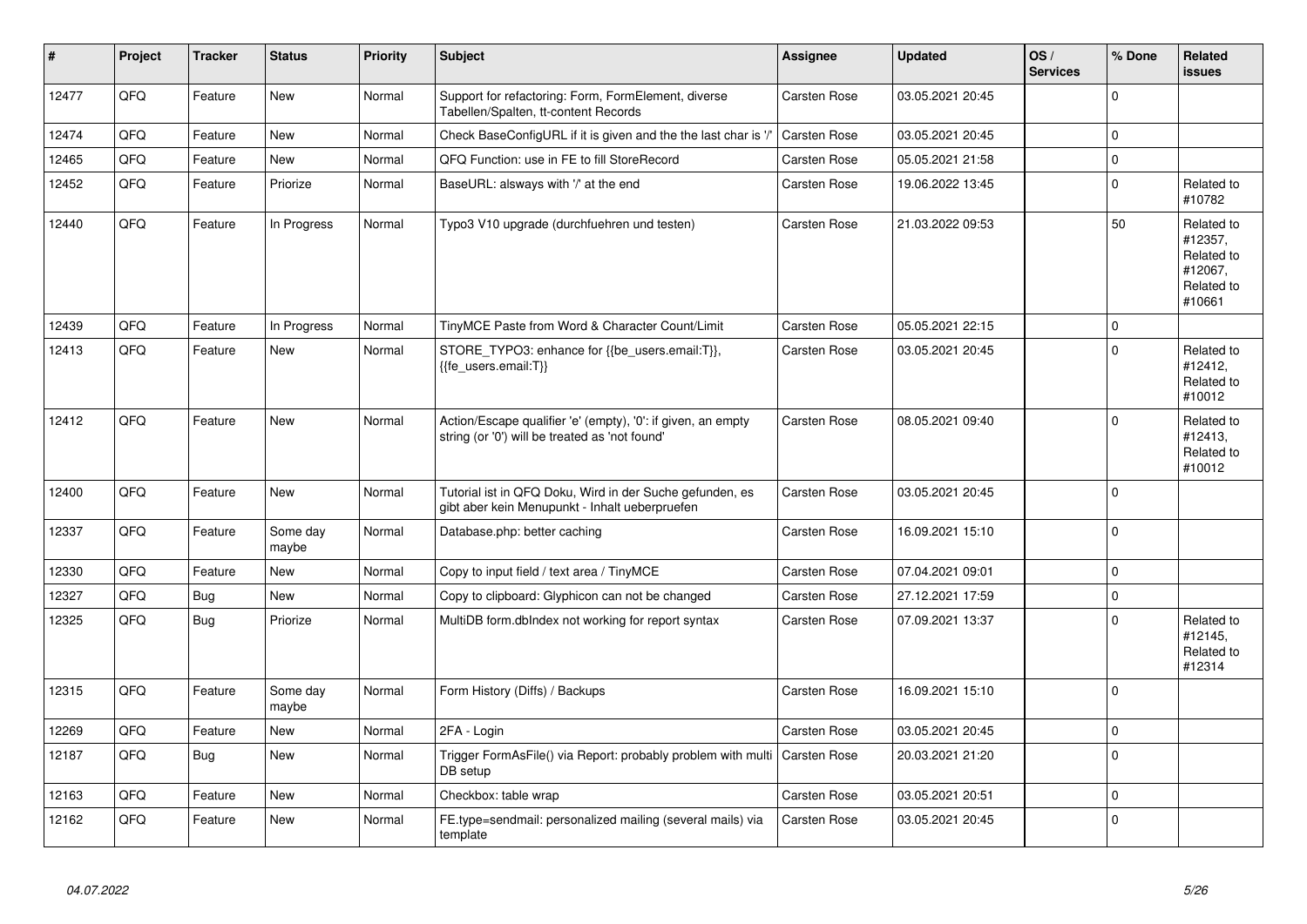| # | Project | Tracker | Status | Priority | Subject | Assignee | Updated | OS / Services | % Done | Related issues |
|---|---|---|---|---|---|---|---|---|---|---|
| 12477 | QFQ | Feature | New | Normal | Support for refactoring: Form, FormElement, diverse Tabellen/Spalten, tt-content Records | Carsten Rose | 03.05.2021 20:45 | | 0 | |
| 12474 | QFQ | Feature | New | Normal | Check BaseConfigURL if it is given and the the last char is '/' | Carsten Rose | 03.05.2021 20:45 | | 0 | |
| 12465 | QFQ | Feature | New | Normal | QFQ Function: use in FE to fill StoreRecord | Carsten Rose | 05.05.2021 21:58 | | 0 | |
| 12452 | QFQ | Feature | Priorize | Normal | BaseURL: alsways with '/' at the end | Carsten Rose | 19.06.2022 13:45 | | 0 | Related to #10782 |
| 12440 | QFQ | Feature | In Progress | Normal | Typo3 V10 upgrade (durchfuehren und testen) | Carsten Rose | 21.03.2022 09:53 | | 50 | Related to #12357, Related to #12067, Related to #10661 |
| 12439 | QFQ | Feature | In Progress | Normal | TinyMCE Paste from Word & Character Count/Limit | Carsten Rose | 05.05.2021 22:15 | | 0 | |
| 12413 | QFQ | Feature | New | Normal | STORE_TYPO3: enhance for {{be_users.email:T}}, {{fe_users.email:T}} | Carsten Rose | 03.05.2021 20:45 | | 0 | Related to #12412, Related to #10012 |
| 12412 | QFQ | Feature | New | Normal | Action/Escape qualifier 'e' (empty), '0': if given, an empty string (or '0') will be treated as 'not found' | Carsten Rose | 08.05.2021 09:40 | | 0 | Related to #12413, Related to #10012 |
| 12400 | QFQ | Feature | New | Normal | Tutorial ist in QFQ Doku, Wird in der Suche gefunden, es gibt aber kein Menupunkt - Inhalt ueberpruefen | Carsten Rose | 03.05.2021 20:45 | | 0 | |
| 12337 | QFQ | Feature | Some day maybe | Normal | Database.php: better caching | Carsten Rose | 16.09.2021 15:10 | | 0 | |
| 12330 | QFQ | Feature | New | Normal | Copy to input field / text area / TinyMCE | Carsten Rose | 07.04.2021 09:01 | | 0 | |
| 12327 | QFQ | Bug | New | Normal | Copy to clipboard: Glyphicon can not be changed | Carsten Rose | 27.12.2021 17:59 | | 0 | |
| 12325 | QFQ | Bug | Priorize | Normal | MultiDB form.dbIndex not working for report syntax | Carsten Rose | 07.09.2021 13:37 | | 0 | Related to #12145, Related to #12314 |
| 12315 | QFQ | Feature | Some day maybe | Normal | Form History (Diffs) / Backups | Carsten Rose | 16.09.2021 15:10 | | 0 | |
| 12269 | QFQ | Feature | New | Normal | 2FA - Login | Carsten Rose | 03.05.2021 20:45 | | 0 | |
| 12187 | QFQ | Bug | New | Normal | Trigger FormAsFile() via Report: probably problem with multi DB setup | Carsten Rose | 20.03.2021 21:20 | | 0 | |
| 12163 | QFQ | Feature | New | Normal | Checkbox: table wrap | Carsten Rose | 03.05.2021 20:51 | | 0 | |
| 12162 | QFQ | Feature | New | Normal | FE.type=sendmail: personalized mailing (several mails) via template | Carsten Rose | 03.05.2021 20:45 | | 0 | |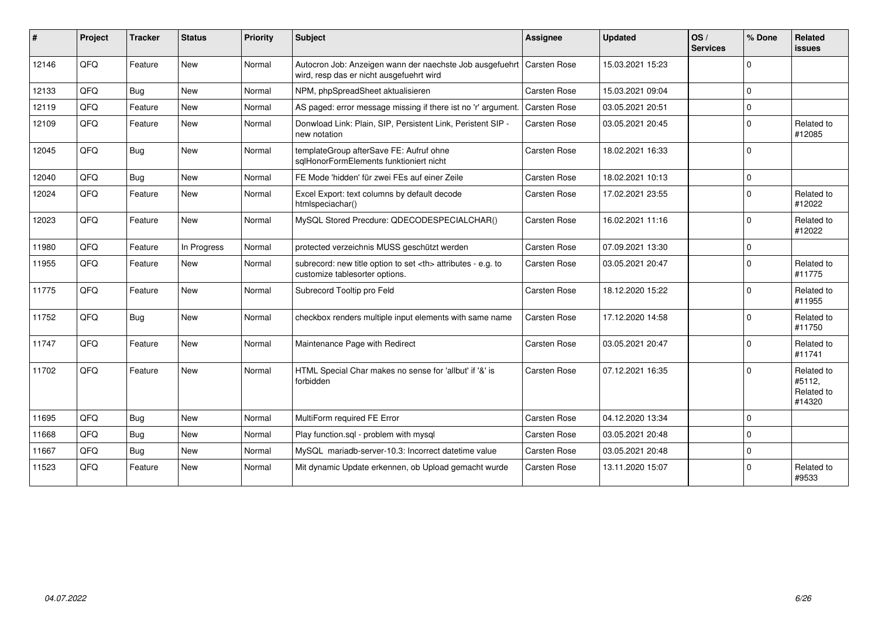| # | Project | Tracker | Status | Priority | Subject | Assignee | Updated | OS / Services | % Done | Related issues |
|---|---|---|---|---|---|---|---|---|---|---|
| 12146 | QFQ | Feature | New | Normal | Autocron Job: Anzeigen wann der naechste Job ausgefuehrt wird, resp das er nicht ausgefuehrt wird | Carsten Rose | 15.03.2021 15:23 | | 0 | |
| 12133 | QFQ | Bug | New | Normal | NPM, phpSpreadSheet aktualisieren | Carsten Rose | 15.03.2021 09:04 | | 0 | |
| 12119 | QFQ | Feature | New | Normal | AS paged: error message missing if there ist no 'r' argument. | Carsten Rose | 03.05.2021 20:51 | | 0 | |
| 12109 | QFQ | Feature | New | Normal | Donwload Link: Plain, SIP, Persistent Link, Peristent SIP - new notation | Carsten Rose | 03.05.2021 20:45 | | 0 | Related to #12085 |
| 12045 | QFQ | Bug | New | Normal | templateGroup afterSave FE: Aufruf ohne sqlHonorFormElements funktioniert nicht | Carsten Rose | 18.02.2021 16:33 | | 0 | |
| 12040 | QFQ | Bug | New | Normal | FE Mode 'hidden' für zwei FEs auf einer Zeile | Carsten Rose | 18.02.2021 10:13 | | 0 | |
| 12024 | QFQ | Feature | New | Normal | Excel Export: text columns by default decode htmlspeciachar() | Carsten Rose | 17.02.2021 23:55 | | 0 | Related to #12022 |
| 12023 | QFQ | Feature | New | Normal | MySQL Stored Precdure: QDECODESPECIALCHAR() | Carsten Rose | 16.02.2021 11:16 | | 0 | Related to #12022 |
| 11980 | QFQ | Feature | In Progress | Normal | protected verzeichnis MUSS geschützt werden | Carsten Rose | 07.09.2021 13:30 | | 0 | |
| 11955 | QFQ | Feature | New | Normal | subrecord: new title option to set <th> attributes - e.g. to customize tablesorter options. | Carsten Rose | 03.05.2021 20:47 | | 0 | Related to #11775 |
| 11775 | QFQ | Feature | New | Normal | Subrecord Tooltip pro Feld | Carsten Rose | 18.12.2020 15:22 | | 0 | Related to #11955 |
| 11752 | QFQ | Bug | New | Normal | checkbox renders multiple input elements with same name | Carsten Rose | 17.12.2020 14:58 | | 0 | Related to #11750 |
| 11747 | QFQ | Feature | New | Normal | Maintenance Page with Redirect | Carsten Rose | 03.05.2021 20:47 | | 0 | Related to #11741 |
| 11702 | QFQ | Feature | New | Normal | HTML Special Char makes no sense for 'allbut' if '&' is forbidden | Carsten Rose | 07.12.2021 16:35 | | 0 | Related to #5112, Related to #14320 |
| 11695 | QFQ | Bug | New | Normal | MultiForm required FE Error | Carsten Rose | 04.12.2020 13:34 | | 0 | |
| 11668 | QFQ | Bug | New | Normal | Play function.sql - problem with mysql | Carsten Rose | 03.05.2021 20:48 | | 0 | |
| 11667 | QFQ | Bug | New | Normal | MySQL mariadb-server-10.3: Incorrect datetime value | Carsten Rose | 03.05.2021 20:48 | | 0 | |
| 11523 | QFQ | Feature | New | Normal | Mit dynamic Update erkennen, ob Upload gemacht wurde | Carsten Rose | 13.11.2020 15:07 | | 0 | Related to #9533 |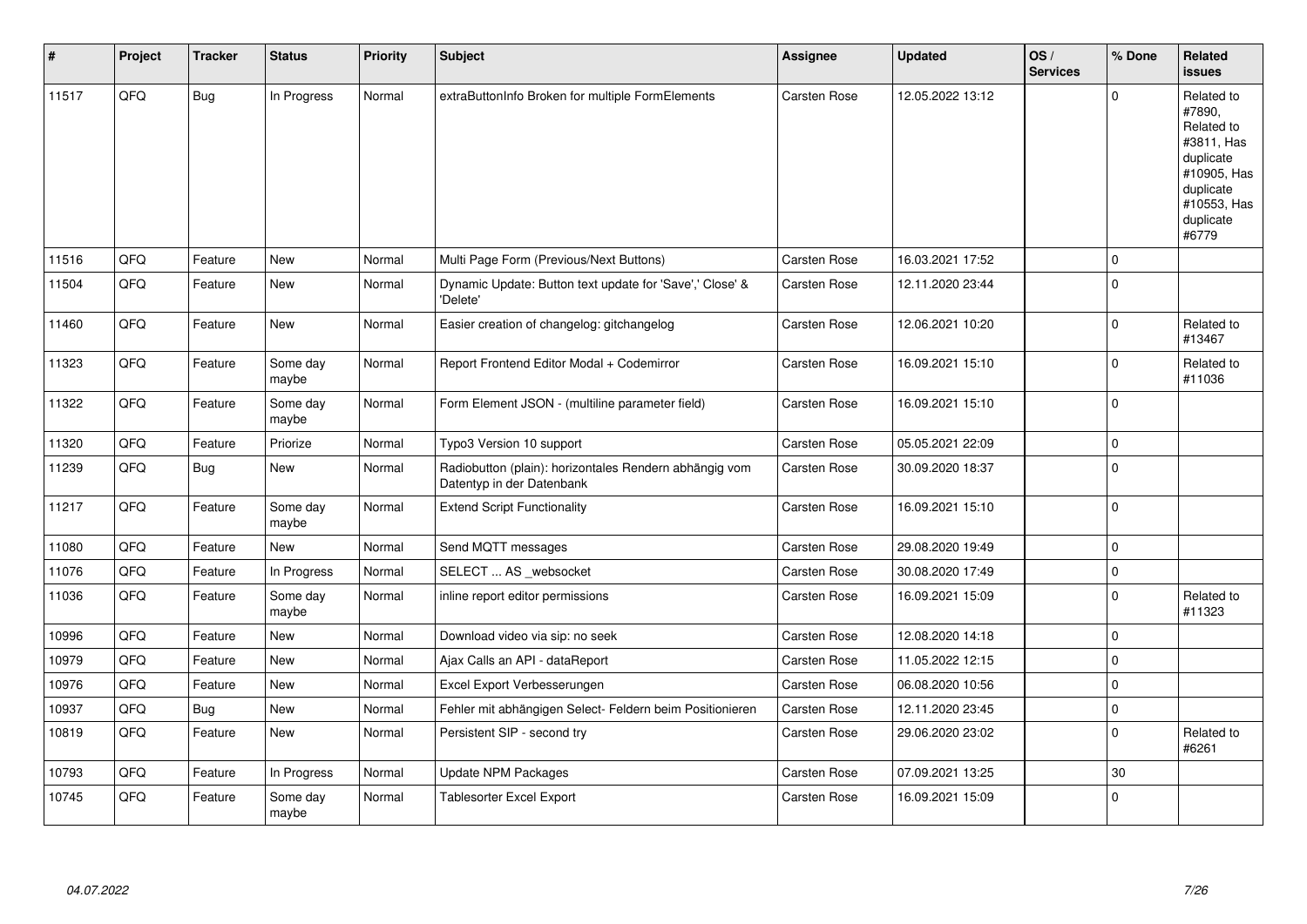| # | Project | Tracker | Status | Priority | Subject | Assignee | Updated | OS / Services | % Done | Related issues |
|---|---|---|---|---|---|---|---|---|---|---|
| 11517 | QFQ | Bug | In Progress | Normal | extraButtonInfo Broken for multiple FormElements | Carsten Rose | 12.05.2022 13:12 | | 0 | Related to #7890, Related to #3811, Has duplicate #10905, Has duplicate #10553, Has duplicate #6779 |
| 11516 | QFQ | Feature | New | Normal | Multi Page Form (Previous/Next Buttons) | Carsten Rose | 16.03.2021 17:52 | | 0 | |
| 11504 | QFQ | Feature | New | Normal | Dynamic Update: Button text update for 'Save',' Close' & 'Delete' | Carsten Rose | 12.11.2020 23:44 | | 0 | |
| 11460 | QFQ | Feature | New | Normal | Easier creation of changelog: gitchangelog | Carsten Rose | 12.06.2021 10:20 | | 0 | Related to #13467 |
| 11323 | QFQ | Feature | Some day maybe | Normal | Report Frontend Editor Modal + Codemirror | Carsten Rose | 16.09.2021 15:10 | | 0 | Related to #11036 |
| 11322 | QFQ | Feature | Some day maybe | Normal | Form Element JSON - (multiline parameter field) | Carsten Rose | 16.09.2021 15:10 | | 0 | |
| 11320 | QFQ | Feature | Priorize | Normal | Typo3 Version 10 support | Carsten Rose | 05.05.2021 22:09 | | 0 | |
| 11239 | QFQ | Bug | New | Normal | Radiobutton (plain): horizontales Rendern abhängig vom Datentyp in der Datenbank | Carsten Rose | 30.09.2020 18:37 | | 0 | |
| 11217 | QFQ | Feature | Some day maybe | Normal | Extend Script Functionality | Carsten Rose | 16.09.2021 15:10 | | 0 | |
| 11080 | QFQ | Feature | New | Normal | Send MQTT messages | Carsten Rose | 29.08.2020 19:49 | | 0 | |
| 11076 | QFQ | Feature | In Progress | Normal | SELECT ... AS _websocket | Carsten Rose | 30.08.2020 17:49 | | 0 | |
| 11036 | QFQ | Feature | Some day maybe | Normal | inline report editor permissions | Carsten Rose | 16.09.2021 15:09 | | 0 | Related to #11323 |
| 10996 | QFQ | Feature | New | Normal | Download video via sip: no seek | Carsten Rose | 12.08.2020 14:18 | | 0 | |
| 10979 | QFQ | Feature | New | Normal | Ajax Calls an API - dataReport | Carsten Rose | 11.05.2022 12:15 | | 0 | |
| 10976 | QFQ | Feature | New | Normal | Excel Export Verbesserungen | Carsten Rose | 06.08.2020 10:56 | | 0 | |
| 10937 | QFQ | Bug | New | Normal | Fehler mit abhängigen Select- Feldern beim Positionieren | Carsten Rose | 12.11.2020 23:45 | | 0 | |
| 10819 | QFQ | Feature | New | Normal | Persistent SIP - second try | Carsten Rose | 29.06.2020 23:02 | | 0 | Related to #6261 |
| 10793 | QFQ | Feature | In Progress | Normal | Update NPM Packages | Carsten Rose | 07.09.2021 13:25 | | 30 | |
| 10745 | QFQ | Feature | Some day maybe | Normal | Tablesorter Excel Export | Carsten Rose | 16.09.2021 15:09 | | 0 | |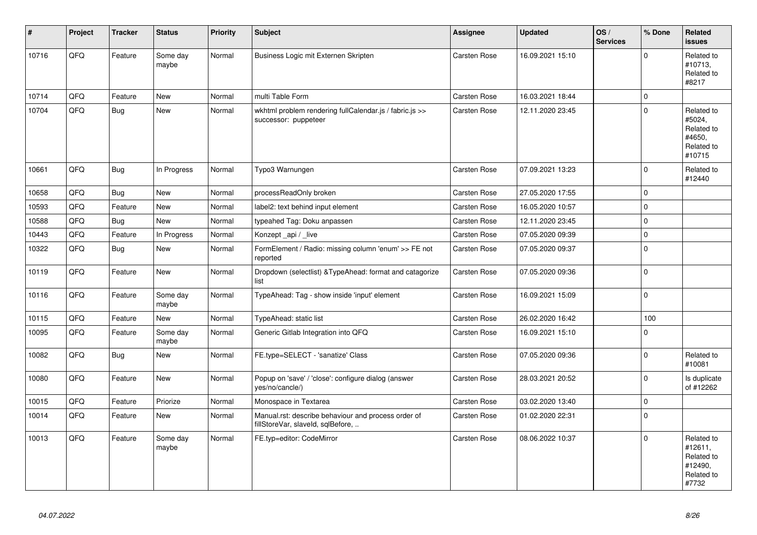| # | Project | Tracker | Status | Priority | Subject | Assignee | Updated | OS / Services | % Done | Related issues |
|---|---|---|---|---|---|---|---|---|---|---|
| 10716 | QFQ | Feature | Some day maybe | Normal | Business Logic mit Externen Skripten | Carsten Rose | 16.09.2021 15:10 | | 0 | Related to #10713, Related to #8217 |
| 10714 | QFQ | Feature | New | Normal | multi Table Form | Carsten Rose | 16.03.2021 18:44 | | 0 | |
| 10704 | QFQ | Bug | New | Normal | wkhtml problem rendering fullCalendar.js / fabric.js >> successor: puppeteer | Carsten Rose | 12.11.2020 23:45 | | 0 | Related to #5024, Related to #4650, Related to #10715 |
| 10661 | QFQ | Bug | In Progress | Normal | Typo3 Warnungen | Carsten Rose | 07.09.2021 13:23 | | 0 | Related to #12440 |
| 10658 | QFQ | Bug | New | Normal | processReadOnly broken | Carsten Rose | 27.05.2020 17:55 | | 0 | |
| 10593 | QFQ | Feature | New | Normal | label2: text behind input element | Carsten Rose | 16.05.2020 10:57 | | 0 | |
| 10588 | QFQ | Bug | New | Normal | typeahed Tag: Doku anpassen | Carsten Rose | 12.11.2020 23:45 | | 0 | |
| 10443 | QFQ | Feature | In Progress | Normal | Konzept _api / _live | Carsten Rose | 07.05.2020 09:39 | | 0 | |
| 10322 | QFQ | Bug | New | Normal | FormElement / Radio: missing column 'enum' >> FE not reported | Carsten Rose | 07.05.2020 09:37 | | 0 | |
| 10119 | QFQ | Feature | New | Normal | Dropdown (selectlist) &TypeAhead: format and catagorize list | Carsten Rose | 07.05.2020 09:36 | | 0 | |
| 10116 | QFQ | Feature | Some day maybe | Normal | TypeAhead: Tag - show inside 'input' element | Carsten Rose | 16.09.2021 15:09 | | 0 | |
| 10115 | QFQ | Feature | New | Normal | TypeAhead: static list | Carsten Rose | 26.02.2020 16:42 | | 100 | |
| 10095 | QFQ | Feature | Some day maybe | Normal | Generic Gitlab Integration into QFQ | Carsten Rose | 16.09.2021 15:10 | | 0 | |
| 10082 | QFQ | Bug | New | Normal | FE.type=SELECT - 'sanatize' Class | Carsten Rose | 07.05.2020 09:36 | | 0 | Related to #10081 |
| 10080 | QFQ | Feature | New | Normal | Popup on 'save' / 'close': configure dialog (answer yes/no/cancle/) | Carsten Rose | 28.03.2021 20:52 | | 0 | Is duplicate of #12262 |
| 10015 | QFQ | Feature | Priorize | Normal | Monospace in Textarea | Carsten Rose | 03.02.2020 13:40 | | 0 | |
| 10014 | QFQ | Feature | New | Normal | Manual.rst: describe behaviour and process order of fillStoreVar, slaveId, sqlBefore, .. | Carsten Rose | 01.02.2020 22:31 | | 0 | |
| 10013 | QFQ | Feature | Some day maybe | Normal | FE.typ=editor: CodeMirror | Carsten Rose | 08.06.2022 10:37 | | 0 | Related to #12611, Related to #12490, Related to #7732 |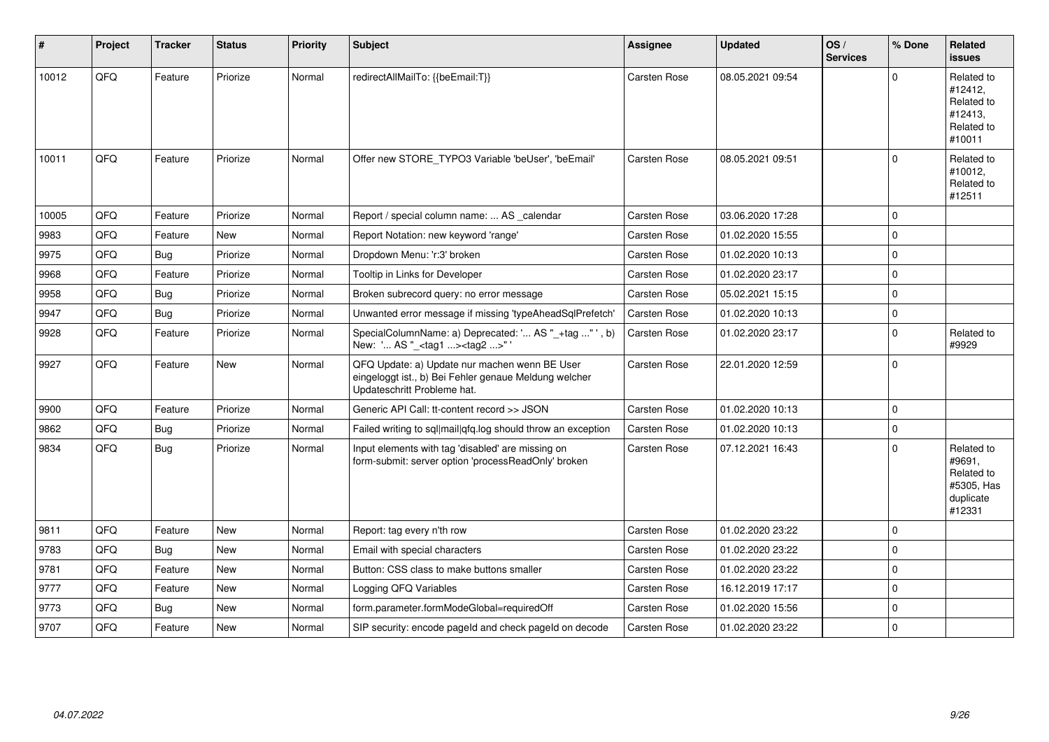| # | Project | Tracker | Status | Priority | Subject | Assignee | Updated | OS / Services | % Done | Related issues |
|---|---|---|---|---|---|---|---|---|---|---|
| 10012 | QFQ | Feature | Priorize | Normal | redirectAllMailTo: {{beEmail:T}} | Carsten Rose | 08.05.2021 09:54 | | 0 | Related to #12412, Related to #12413, Related to #10011 |
| 10011 | QFQ | Feature | Priorize | Normal | Offer new STORE_TYPO3 Variable 'beUser', 'beEmail' | Carsten Rose | 08.05.2021 09:51 | | 0 | Related to #10012, Related to #12511 |
| 10005 | QFQ | Feature | Priorize | Normal | Report / special column name: ... AS _calendar | Carsten Rose | 03.06.2020 17:28 | | 0 | |
| 9983 | QFQ | Feature | New | Normal | Report Notation: new keyword 'range' | Carsten Rose | 01.02.2020 15:55 | | 0 | |
| 9975 | QFQ | Bug | Priorize | Normal | Dropdown Menu: 'r:3' broken | Carsten Rose | 01.02.2020 10:13 | | 0 | |
| 9968 | QFQ | Feature | Priorize | Normal | Tooltip in Links for Developer | Carsten Rose | 01.02.2020 23:17 | | 0 | |
| 9958 | QFQ | Bug | Priorize | Normal | Broken subrecord query: no error message | Carsten Rose | 05.02.2021 15:15 | | 0 | |
| 9947 | QFQ | Bug | Priorize | Normal | Unwanted error message if missing 'typeAheadSqlPrefetch' | Carsten Rose | 01.02.2020 10:13 | | 0 | |
| 9928 | QFQ | Feature | Priorize | Normal | SpecialColumnName: a) Deprecated: '... AS "_+tag ..." ', b) New: '... AS "_<tag1 ...><tag2 ...>" ' | Carsten Rose | 01.02.2020 23:17 | | 0 | Related to #9929 |
| 9927 | QFQ | Feature | New | Normal | QFQ Update: a) Update nur machen wenn BE User eingeloggt ist., b) Bei Fehler genaue Meldung welcher Updateschritt Probleme hat. | Carsten Rose | 22.01.2020 12:59 | | 0 | |
| 9900 | QFQ | Feature | Priorize | Normal | Generic API Call: tt-content record >> JSON | Carsten Rose | 01.02.2020 10:13 | | 0 | |
| 9862 | QFQ | Bug | Priorize | Normal | Failed writing to sql\|mail\|qfq.log should throw an exception | Carsten Rose | 01.02.2020 10:13 | | 0 | |
| 9834 | QFQ | Bug | Priorize | Normal | Input elements with tag 'disabled' are missing on form-submit: server option 'processReadOnly' broken | Carsten Rose | 07.12.2021 16:43 | | 0 | Related to #9691, Related to #5305, Has duplicate #12331 |
| 9811 | QFQ | Feature | New | Normal | Report: tag every n'th row | Carsten Rose | 01.02.2020 23:22 | | 0 | |
| 9783 | QFQ | Bug | New | Normal | Email with special characters | Carsten Rose | 01.02.2020 23:22 | | 0 | |
| 9781 | QFQ | Feature | New | Normal | Button: CSS class to make buttons smaller | Carsten Rose | 01.02.2020 23:22 | | 0 | |
| 9777 | QFQ | Feature | New | Normal | Logging QFQ Variables | Carsten Rose | 16.12.2019 17:17 | | 0 | |
| 9773 | QFQ | Bug | New | Normal | form.parameter.formModeGlobal=requiredOff | Carsten Rose | 01.02.2020 15:56 | | 0 | |
| 9707 | QFQ | Feature | New | Normal | SIP security: encode pageId and check pageId on decode | Carsten Rose | 01.02.2020 23:22 | | 0 | |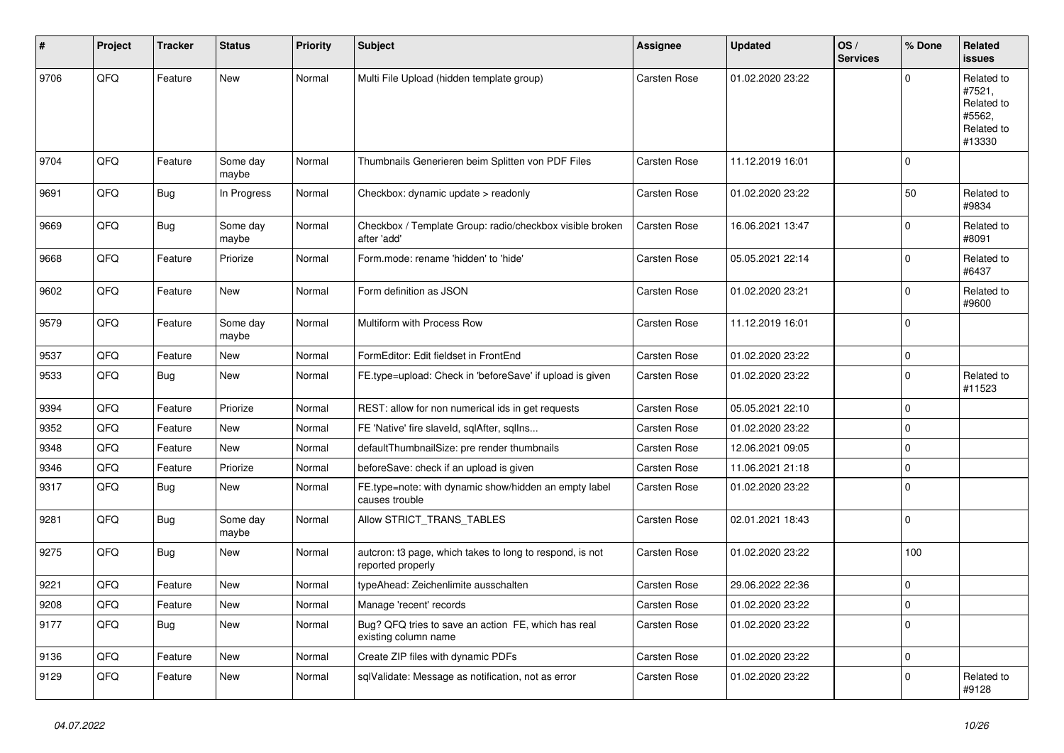| # | Project | Tracker | Status | Priority | Subject | Assignee | Updated | OS / Services | % Done | Related issues |
|---|---|---|---|---|---|---|---|---|---|---|
| 9706 | QFQ | Feature | New | Normal | Multi File Upload (hidden template group) | Carsten Rose | 01.02.2020 23:22 | | 0 | Related to #7521, Related to #5562, Related to #13330 |
| 9704 | QFQ | Feature | Some day maybe | Normal | Thumbnails Generieren beim Splitten von PDF Files | Carsten Rose | 11.12.2019 16:01 | | 0 | |
| 9691 | QFQ | Bug | In Progress | Normal | Checkbox: dynamic update > readonly | Carsten Rose | 01.02.2020 23:22 | | 50 | Related to #9834 |
| 9669 | QFQ | Bug | Some day maybe | Normal | Checkbox / Template Group: radio/checkbox visible broken after 'add' | Carsten Rose | 16.06.2021 13:47 | | 0 | Related to #8091 |
| 9668 | QFQ | Feature | Priorize | Normal | Form.mode: rename 'hidden' to 'hide' | Carsten Rose | 05.05.2021 22:14 | | 0 | Related to #6437 |
| 9602 | QFQ | Feature | New | Normal | Form definition as JSON | Carsten Rose | 01.02.2020 23:21 | | 0 | Related to #9600 |
| 9579 | QFQ | Feature | Some day maybe | Normal | Multiform with Process Row | Carsten Rose | 11.12.2019 16:01 | | 0 | |
| 9537 | QFQ | Feature | New | Normal | FormEditor: Edit fieldset in FrontEnd | Carsten Rose | 01.02.2020 23:22 | | 0 | |
| 9533 | QFQ | Bug | New | Normal | FE.type=upload: Check in 'beforeSave' if upload is given | Carsten Rose | 01.02.2020 23:22 | | 0 | Related to #11523 |
| 9394 | QFQ | Feature | Priorize | Normal | REST: allow for non numerical ids in get requests | Carsten Rose | 05.05.2021 22:10 | | 0 | |
| 9352 | QFQ | Feature | New | Normal | FE 'Native' fire slaveId, sqlAfter, sqlIns... | Carsten Rose | 01.02.2020 23:22 | | 0 | |
| 9348 | QFQ | Feature | New | Normal | defaultThumbnailSize: pre render thumbnails | Carsten Rose | 12.06.2021 09:05 | | 0 | |
| 9346 | QFQ | Feature | Priorize | Normal | beforeSave: check if an upload is given | Carsten Rose | 11.06.2021 21:18 | | 0 | |
| 9317 | QFQ | Bug | New | Normal | FE.type=note: with dynamic show/hidden an empty label causes trouble | Carsten Rose | 01.02.2020 23:22 | | 0 | |
| 9281 | QFQ | Bug | Some day maybe | Normal | Allow STRICT_TRANS_TABLES | Carsten Rose | 02.01.2021 18:43 | | 0 | |
| 9275 | QFQ | Bug | New | Normal | autcron: t3 page, which takes to long to respond, is not reported properly | Carsten Rose | 01.02.2020 23:22 | | 100 | |
| 9221 | QFQ | Feature | New | Normal | typeAhead: Zeichenlimite ausschalten | Carsten Rose | 29.06.2022 22:36 | | 0 | |
| 9208 | QFQ | Feature | New | Normal | Manage 'recent' records | Carsten Rose | 01.02.2020 23:22 | | 0 | |
| 9177 | QFQ | Bug | New | Normal | Bug? QFQ tries to save an action FE, which has real existing column name | Carsten Rose | 01.02.2020 23:22 | | 0 | |
| 9136 | QFQ | Feature | New | Normal | Create ZIP files with dynamic PDFs | Carsten Rose | 01.02.2020 23:22 | | 0 | |
| 9129 | QFQ | Feature | New | Normal | sqlValidate: Message as notification, not as error | Carsten Rose | 01.02.2020 23:22 | | 0 | Related to #9128 |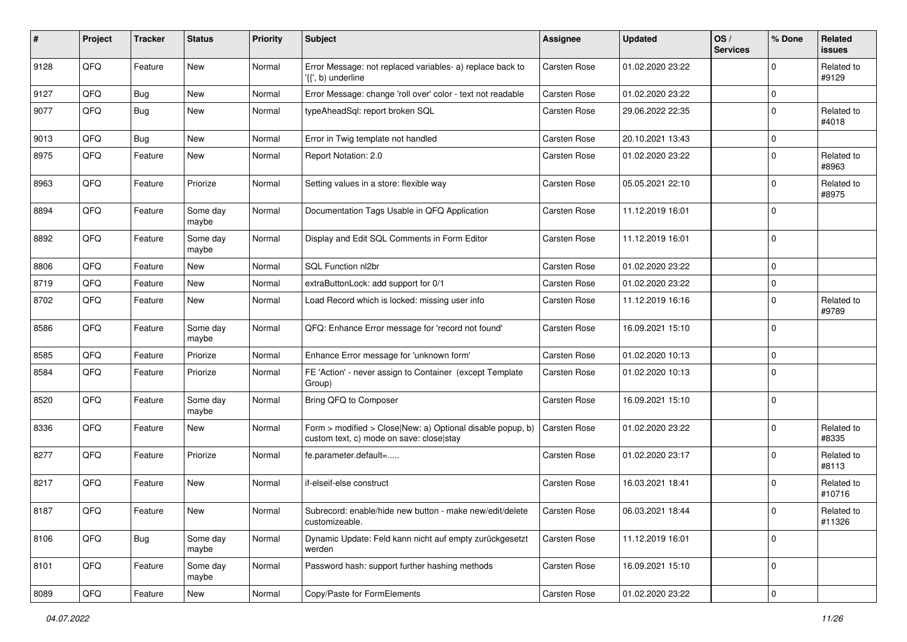| # | Project | Tracker | Status | Priority | Subject | Assignee | Updated | OS / Services | % Done | Related issues |
|---|---|---|---|---|---|---|---|---|---|---|
| 9128 | QFQ | Feature | New | Normal | Error Message: not replaced variables- a) replace back to '{{', b) underline | Carsten Rose | 01.02.2020 23:22 | | 0 | Related to #9129 |
| 9127 | QFQ | Bug | New | Normal | Error Message: change 'roll over' color - text not readable | Carsten Rose | 01.02.2020 23:22 | | 0 | |
| 9077 | QFQ | Bug | New | Normal | typeAheadSql: report broken SQL | Carsten Rose | 29.06.2022 22:35 | | 0 | Related to #4018 |
| 9013 | QFQ | Bug | New | Normal | Error in Twig template not handled | Carsten Rose | 20.10.2021 13:43 | | 0 | |
| 8975 | QFQ | Feature | New | Normal | Report Notation: 2.0 | Carsten Rose | 01.02.2020 23:22 | | 0 | Related to #8963 |
| 8963 | QFQ | Feature | Priorize | Normal | Setting values in a store: flexible way | Carsten Rose | 05.05.2021 22:10 | | 0 | Related to #8975 |
| 8894 | QFQ | Feature | Some day maybe | Normal | Documentation Tags Usable in QFQ Application | Carsten Rose | 11.12.2019 16:01 | | 0 | |
| 8892 | QFQ | Feature | Some day maybe | Normal | Display and Edit SQL Comments in Form Editor | Carsten Rose | 11.12.2019 16:01 | | 0 | |
| 8806 | QFQ | Feature | New | Normal | SQL Function nl2br | Carsten Rose | 01.02.2020 23:22 | | 0 | |
| 8719 | QFQ | Feature | New | Normal | extraButtonLock: add support for 0/1 | Carsten Rose | 01.02.2020 23:22 | | 0 | |
| 8702 | QFQ | Feature | New | Normal | Load Record which is locked: missing user info | Carsten Rose | 11.12.2019 16:16 | | 0 | Related to #9789 |
| 8586 | QFQ | Feature | Some day maybe | Normal | QFQ: Enhance Error message for 'record not found' | Carsten Rose | 16.09.2021 15:10 | | 0 | |
| 8585 | QFQ | Feature | Priorize | Normal | Enhance Error message for 'unknown form' | Carsten Rose | 01.02.2020 10:13 | | 0 | |
| 8584 | QFQ | Feature | Priorize | Normal | FE 'Action' - never assign to Container (except Template Group) | Carsten Rose | 01.02.2020 10:13 | | 0 | |
| 8520 | QFQ | Feature | Some day maybe | Normal | Bring QFQ to Composer | Carsten Rose | 16.09.2021 15:10 | | 0 | |
| 8336 | QFQ | Feature | New | Normal | Form > modified > Close\|New: a) Optional disable popup, b) custom text, c) mode on save: close\|stay | Carsten Rose | 01.02.2020 23:22 | | 0 | Related to #8335 |
| 8277 | QFQ | Feature | Priorize | Normal | fe.parameter.default=..... | Carsten Rose | 01.02.2020 23:17 | | 0 | Related to #8113 |
| 8217 | QFQ | Feature | New | Normal | if-elseif-else construct | Carsten Rose | 16.03.2021 18:41 | | 0 | Related to #10716 |
| 8187 | QFQ | Feature | New | Normal | Subrecord: enable/hide new button - make new/edit/delete customizeable. | Carsten Rose | 06.03.2021 18:44 | | 0 | Related to #11326 |
| 8106 | QFQ | Bug | Some day maybe | Normal | Dynamic Update: Feld kann nicht auf empty zurückgesetzt werden | Carsten Rose | 11.12.2019 16:01 | | 0 | |
| 8101 | QFQ | Feature | Some day maybe | Normal | Password hash: support further hashing methods | Carsten Rose | 16.09.2021 15:10 | | 0 | |
| 8089 | QFQ | Feature | New | Normal | Copy/Paste for FormElements | Carsten Rose | 01.02.2020 23:22 | | 0 | |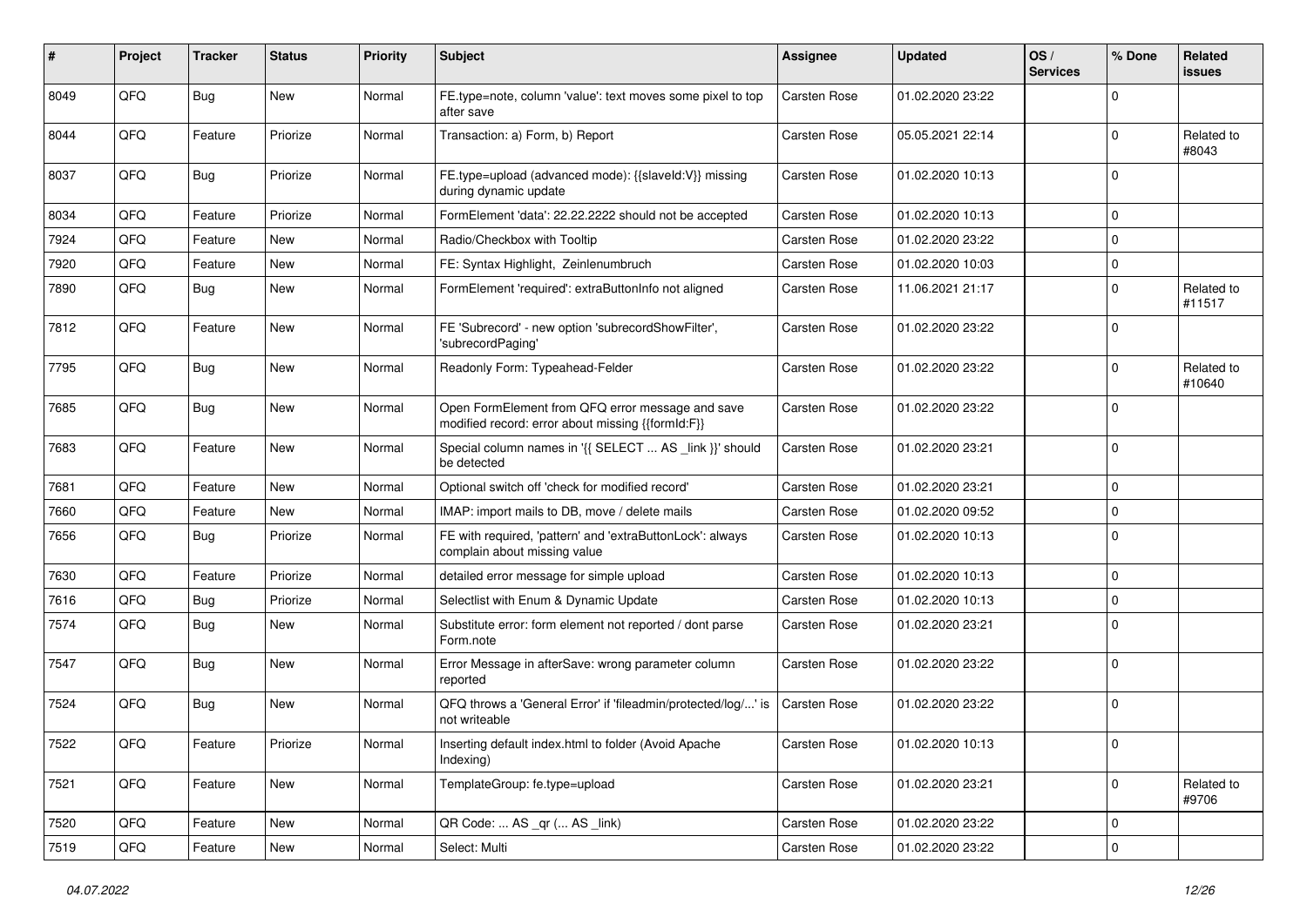| # | Project | Tracker | Status | Priority | Subject | Assignee | Updated | OS / Services | % Done | Related issues |
|---|---|---|---|---|---|---|---|---|---|---|
| 8049 | QFQ | Bug | New | Normal | FE.type=note, column 'value': text moves some pixel to top after save | Carsten Rose | 01.02.2020 23:22 | | 0 | |
| 8044 | QFQ | Feature | Priorize | Normal | Transaction: a) Form, b) Report | Carsten Rose | 05.05.2021 22:14 | | 0 | Related to #8043 |
| 8037 | QFQ | Bug | Priorize | Normal | FE.type=upload (advanced mode): {{slaveId:V}} missing during dynamic update | Carsten Rose | 01.02.2020 10:13 | | 0 | |
| 8034 | QFQ | Feature | Priorize | Normal | FormElement 'data': 22.22.2222 should not be accepted | Carsten Rose | 01.02.2020 10:13 | | 0 | |
| 7924 | QFQ | Feature | New | Normal | Radio/Checkbox with Tooltip | Carsten Rose | 01.02.2020 23:22 | | 0 | |
| 7920 | QFQ | Feature | New | Normal | FE: Syntax Highlight, Zeinlenumbruch | Carsten Rose | 01.02.2020 10:03 | | 0 | |
| 7890 | QFQ | Bug | New | Normal | FormElement 'required': extraButtonInfo not aligned | Carsten Rose | 11.06.2021 21:17 | | 0 | Related to #11517 |
| 7812 | QFQ | Feature | New | Normal | FE 'Subrecord' - new option 'subrecordShowFilter', 'subrecordPaging' | Carsten Rose | 01.02.2020 23:22 | | 0 | |
| 7795 | QFQ | Bug | New | Normal | Readonly Form: Typeahead-Felder | Carsten Rose | 01.02.2020 23:22 | | 0 | Related to #10640 |
| 7685 | QFQ | Bug | New | Normal | Open FormElement from QFQ error message and save modified record: error about missing {{formId:F}} | Carsten Rose | 01.02.2020 23:22 | | 0 | |
| 7683 | QFQ | Feature | New | Normal | Special column names in '{{ SELECT ... AS _link }}' should be detected | Carsten Rose | 01.02.2020 23:21 | | 0 | |
| 7681 | QFQ | Feature | New | Normal | Optional switch off 'check for modified record' | Carsten Rose | 01.02.2020 23:21 | | 0 | |
| 7660 | QFQ | Feature | New | Normal | IMAP: import mails to DB, move / delete mails | Carsten Rose | 01.02.2020 09:52 | | 0 | |
| 7656 | QFQ | Bug | Priorize | Normal | FE with required, 'pattern' and 'extraButtonLock': always complain about missing value | Carsten Rose | 01.02.2020 10:13 | | 0 | |
| 7630 | QFQ | Feature | Priorize | Normal | detailed error message for simple upload | Carsten Rose | 01.02.2020 10:13 | | 0 | |
| 7616 | QFQ | Bug | Priorize | Normal | Selectlist with Enum & Dynamic Update | Carsten Rose | 01.02.2020 10:13 | | 0 | |
| 7574 | QFQ | Bug | New | Normal | Substitute error: form element not reported / dont parse Form.note | Carsten Rose | 01.02.2020 23:21 | | 0 | |
| 7547 | QFQ | Bug | New | Normal | Error Message in afterSave: wrong parameter column reported | Carsten Rose | 01.02.2020 23:22 | | 0 | |
| 7524 | QFQ | Bug | New | Normal | QFQ throws a 'General Error' if 'fileadmin/protected/log/...' is not writeable | Carsten Rose | 01.02.2020 23:22 | | 0 | |
| 7522 | QFQ | Feature | Priorize | Normal | Inserting default index.html to folder (Avoid Apache Indexing) | Carsten Rose | 01.02.2020 10:13 | | 0 | |
| 7521 | QFQ | Feature | New | Normal | TemplateGroup: fe.type=upload | Carsten Rose | 01.02.2020 23:21 | | 0 | Related to #9706 |
| 7520 | QFQ | Feature | New | Normal | QR Code: ... AS _qr (... AS _link) | Carsten Rose | 01.02.2020 23:22 | | 0 | |
| 7519 | QFQ | Feature | New | Normal | Select: Multi | Carsten Rose | 01.02.2020 23:22 | | 0 | |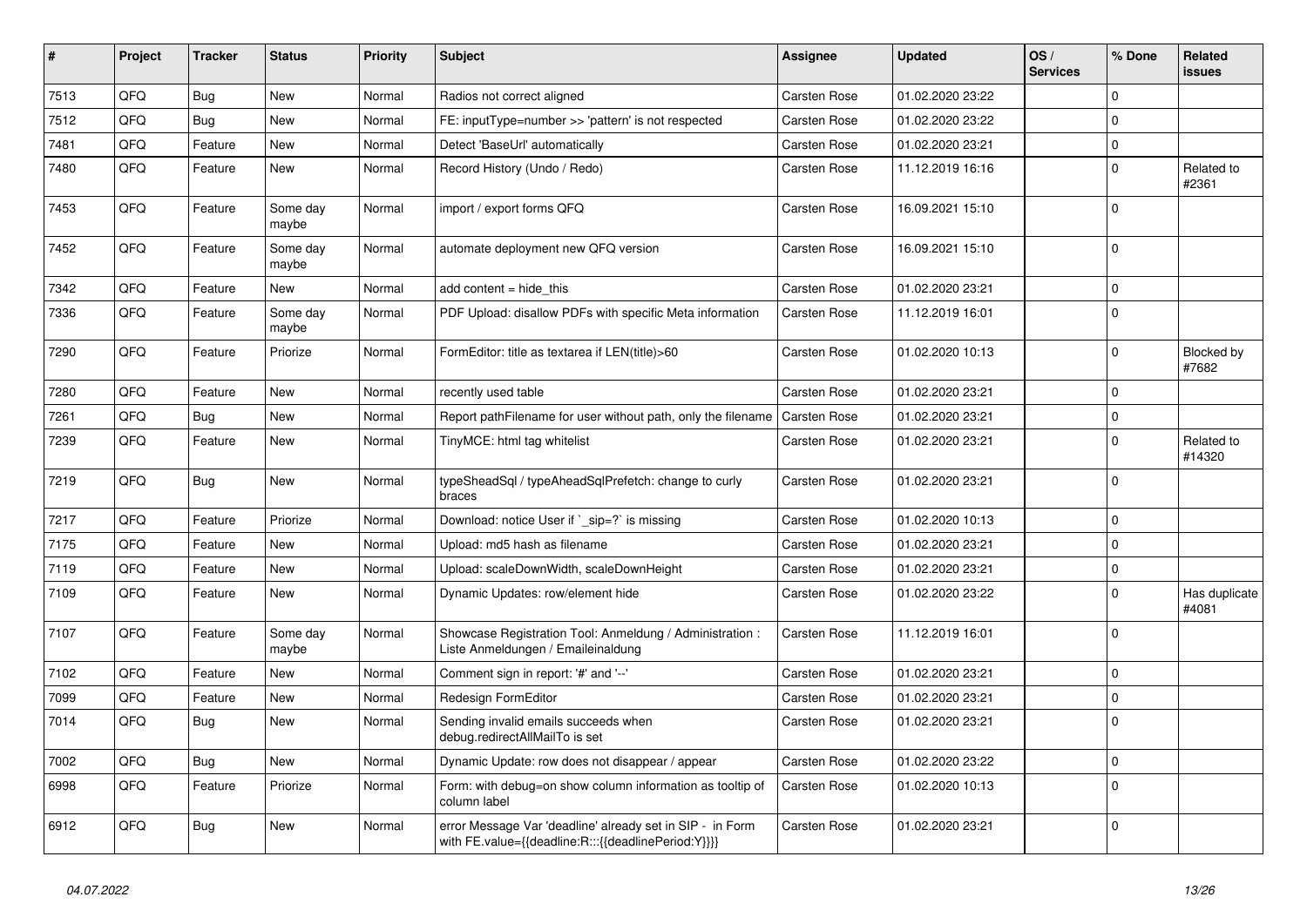| # | Project | Tracker | Status | Priority | Subject | Assignee | Updated | OS / Services | % Done | Related issues |
|---|---|---|---|---|---|---|---|---|---|---|
| 7513 | QFQ | Bug | New | Normal | Radios not correct aligned | Carsten Rose | 01.02.2020 23:22 | | 0 | |
| 7512 | QFQ | Bug | New | Normal | FE: inputType=number >> 'pattern' is not respected | Carsten Rose | 01.02.2020 23:22 | | 0 | |
| 7481 | QFQ | Feature | New | Normal | Detect 'BaseUrl' automatically | Carsten Rose | 01.02.2020 23:21 | | 0 | |
| 7480 | QFQ | Feature | New | Normal | Record History (Undo / Redo) | Carsten Rose | 11.12.2019 16:16 | | 0 | Related to #2361 |
| 7453 | QFQ | Feature | Some day maybe | Normal | import / export forms QFQ | Carsten Rose | 16.09.2021 15:10 | | 0 | |
| 7452 | QFQ | Feature | Some day maybe | Normal | automate deployment new QFQ version | Carsten Rose | 16.09.2021 15:10 | | 0 | |
| 7342 | QFQ | Feature | New | Normal | add content = hide_this | Carsten Rose | 01.02.2020 23:21 | | 0 | |
| 7336 | QFQ | Feature | Some day maybe | Normal | PDF Upload: disallow PDFs with specific Meta information | Carsten Rose | 11.12.2019 16:01 | | 0 | |
| 7290 | QFQ | Feature | Priorize | Normal | FormEditor: title as textarea if LEN(title)>60 | Carsten Rose | 01.02.2020 10:13 | | 0 | Blocked by #7682 |
| 7280 | QFQ | Feature | New | Normal | recently used table | Carsten Rose | 01.02.2020 23:21 | | 0 | |
| 7261 | QFQ | Bug | New | Normal | Report pathFilename for user without path, only the filename | Carsten Rose | 01.02.2020 23:21 | | 0 | |
| 7239 | QFQ | Feature | New | Normal | TinyMCE: html tag whitelist | Carsten Rose | 01.02.2020 23:21 | | 0 | Related to #14320 |
| 7219 | QFQ | Bug | New | Normal | typeSheadSql / typeAheadSqlPrefetch: change to curly braces | Carsten Rose | 01.02.2020 23:21 | | 0 | |
| 7217 | QFQ | Feature | Priorize | Normal | Download: notice User if `_sip=?` is missing | Carsten Rose | 01.02.2020 10:13 | | 0 | |
| 7175 | QFQ | Feature | New | Normal | Upload: md5 hash as filename | Carsten Rose | 01.02.2020 23:21 | | 0 | |
| 7119 | QFQ | Feature | New | Normal | Upload: scaleDownWidth, scaleDownHeight | Carsten Rose | 01.02.2020 23:21 | | 0 | |
| 7109 | QFQ | Feature | New | Normal | Dynamic Updates: row/element hide | Carsten Rose | 01.02.2020 23:22 | | 0 | Has duplicate #4081 |
| 7107 | QFQ | Feature | Some day maybe | Normal | Showcase Registration Tool: Anmeldung / Administration : Liste Anmeldungen / Emaileinaldung | Carsten Rose | 11.12.2019 16:01 | | 0 | |
| 7102 | QFQ | Feature | New | Normal | Comment sign in report: '#' and '--' | Carsten Rose | 01.02.2020 23:21 | | 0 | |
| 7099 | QFQ | Feature | New | Normal | Redesign FormEditor | Carsten Rose | 01.02.2020 23:21 | | 0 | |
| 7014 | QFQ | Bug | New | Normal | Sending invalid emails succeeds when debug.redirectAllMailTo is set | Carsten Rose | 01.02.2020 23:21 | | 0 | |
| 7002 | QFQ | Bug | New | Normal | Dynamic Update: row does not disappear / appear | Carsten Rose | 01.02.2020 23:22 | | 0 | |
| 6998 | QFQ | Feature | Priorize | Normal | Form: with debug=on show column information as tooltip of column label | Carsten Rose | 01.02.2020 10:13 | | 0 | |
| 6912 | QFQ | Bug | New | Normal | error Message Var 'deadline' already set in SIP - in Form with FE.value={{deadline:R:::{{deadlinePeriod:Y}}}} | Carsten Rose | 01.02.2020 23:21 | | 0 | |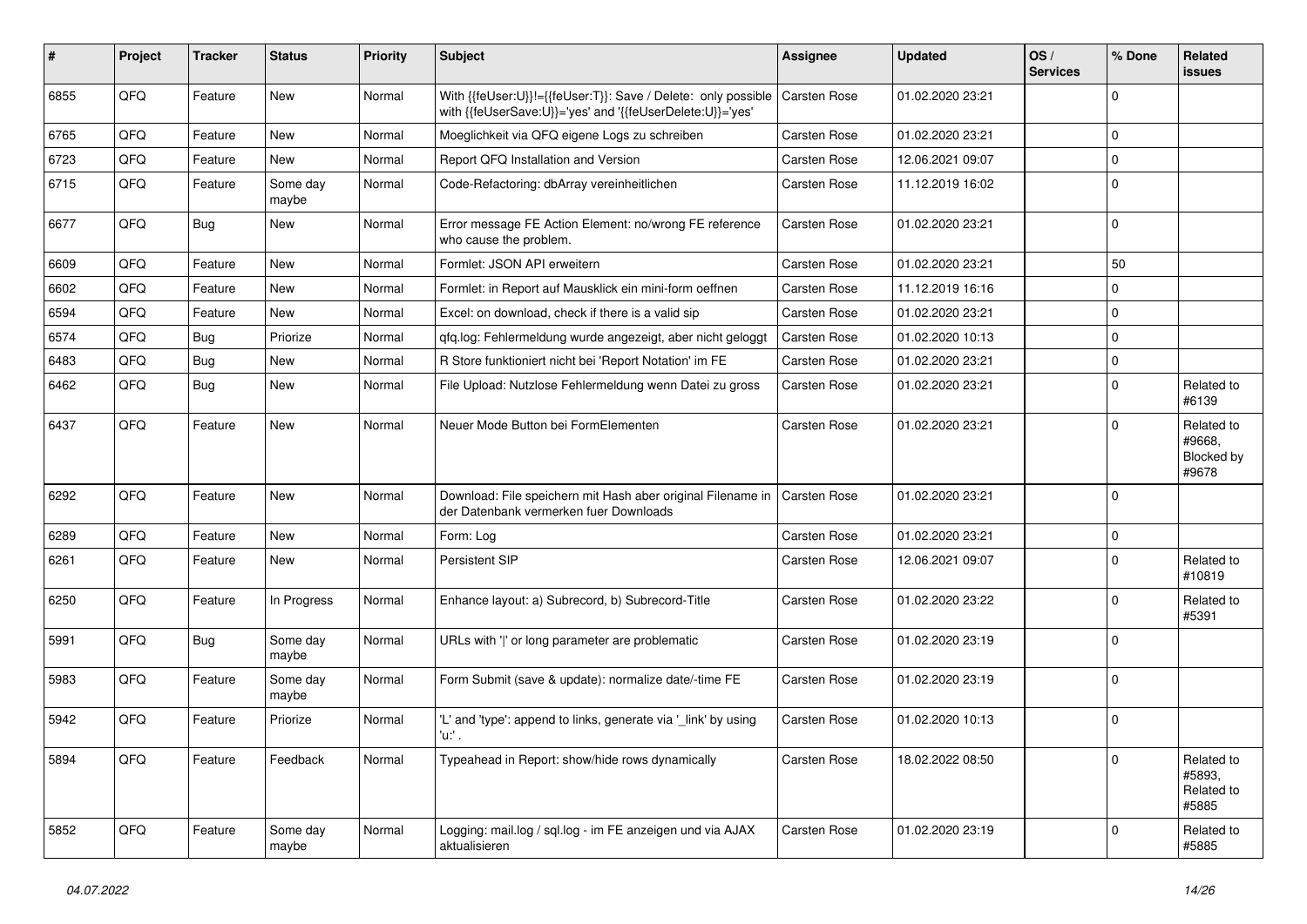| # | Project | Tracker | Status | Priority | Subject | Assignee | Updated | OS / Services | % Done | Related issues |
|---|---|---|---|---|---|---|---|---|---|---|
| 6855 | QFQ | Feature | New | Normal | With {{feUser:U}}!={{feUser:T}}: Save / Delete: only possible with {{feUserSave:U}}='yes' and '{{feUserDelete:U}}='yes' | Carsten Rose | 01.02.2020 23:21 | | 0 | |
| 6765 | QFQ | Feature | New | Normal | Moeglichkeit via QFQ eigene Logs zu schreiben | Carsten Rose | 01.02.2020 23:21 | | 0 | |
| 6723 | QFQ | Feature | New | Normal | Report QFQ Installation and Version | Carsten Rose | 12.06.2021 09:07 | | 0 | |
| 6715 | QFQ | Feature | Some day maybe | Normal | Code-Refactoring: dbArray vereinheitlichen | Carsten Rose | 11.12.2019 16:02 | | 0 | |
| 6677 | QFQ | Bug | New | Normal | Error message FE Action Element: no/wrong FE reference who cause the problem. | Carsten Rose | 01.02.2020 23:21 | | 0 | |
| 6609 | QFQ | Feature | New | Normal | Formlet: JSON API erweitern | Carsten Rose | 01.02.2020 23:21 | | 50 | |
| 6602 | QFQ | Feature | New | Normal | Formlet: in Report auf Mausklick ein mini-form oeffnen | Carsten Rose | 11.12.2019 16:16 | | 0 | |
| 6594 | QFQ | Feature | New | Normal | Excel: on download, check if there is a valid sip | Carsten Rose | 01.02.2020 23:21 | | 0 | |
| 6574 | QFQ | Bug | Priorize | Normal | qfq.log: Fehlermeldung wurde angezeigt, aber nicht geloggt | Carsten Rose | 01.02.2020 10:13 | | 0 | |
| 6483 | QFQ | Bug | New | Normal | R Store funktioniert nicht bei 'Report Notation' im FE | Carsten Rose | 01.02.2020 23:21 | | 0 | |
| 6462 | QFQ | Bug | New | Normal | File Upload: Nutzlose Fehlermeldung wenn Datei zu gross | Carsten Rose | 01.02.2020 23:21 | | 0 | Related to #6139 |
| 6437 | QFQ | Feature | New | Normal | Neuer Mode Button bei FormElementen | Carsten Rose | 01.02.2020 23:21 | | 0 | Related to #9668, Blocked by #9678 |
| 6292 | QFQ | Feature | New | Normal | Download: File speichern mit Hash aber original Filename in der Datenbank vermerken fuer Downloads | Carsten Rose | 01.02.2020 23:21 | | 0 | |
| 6289 | QFQ | Feature | New | Normal | Form: Log | Carsten Rose | 01.02.2020 23:21 | | 0 | |
| 6261 | QFQ | Feature | New | Normal | Persistent SIP | Carsten Rose | 12.06.2021 09:07 | | 0 | Related to #10819 |
| 6250 | QFQ | Feature | In Progress | Normal | Enhance layout: a) Subrecord, b) Subrecord-Title | Carsten Rose | 01.02.2020 23:22 | | 0 | Related to #5391 |
| 5991 | QFQ | Bug | Some day maybe | Normal | URLs with '\|' or long parameter are problematic | Carsten Rose | 01.02.2020 23:19 | | 0 | |
| 5983 | QFQ | Feature | Some day maybe | Normal | Form Submit (save & update): normalize date/-time FE | Carsten Rose | 01.02.2020 23:19 | | 0 | |
| 5942 | QFQ | Feature | Priorize | Normal | 'L' and 'type': append to links, generate via '_link' by using 'u:' . | Carsten Rose | 01.02.2020 10:13 | | 0 | |
| 5894 | QFQ | Feature | Feedback | Normal | Typeahead in Report: show/hide rows dynamically | Carsten Rose | 18.02.2022 08:50 | | 0 | Related to #5893, Related to #5885 |
| 5852 | QFQ | Feature | Some day maybe | Normal | Logging: mail.log / sql.log - im FE anzeigen und via AJAX aktualisieren | Carsten Rose | 01.02.2020 23:19 | | 0 | Related to #5885 |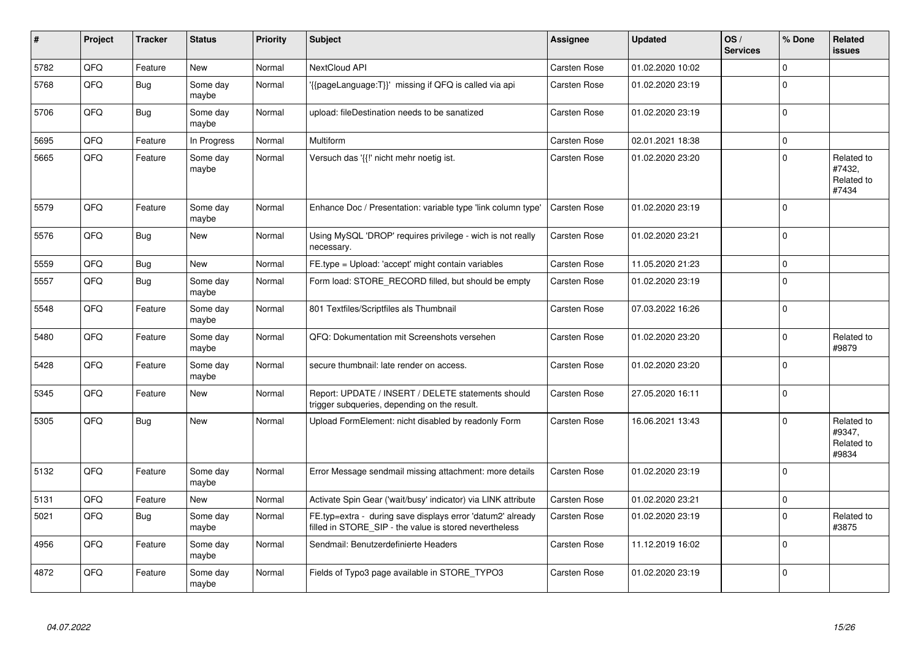| # | Project | Tracker | Status | Priority | Subject | Assignee | Updated | OS / Services | % Done | Related issues |
|---|---|---|---|---|---|---|---|---|---|---|
| 5782 | QFQ | Feature | New | Normal | NextCloud API | Carsten Rose | 01.02.2020 10:02 | | 0 | |
| 5768 | QFQ | Bug | Some day maybe | Normal | '{{pageLanguage:T}}' missing if QFQ is called via api | Carsten Rose | 01.02.2020 23:19 | | 0 | |
| 5706 | QFQ | Bug | Some day maybe | Normal | upload: fileDestination needs to be sanatized | Carsten Rose | 01.02.2020 23:19 | | 0 | |
| 5695 | QFQ | Feature | In Progress | Normal | Multiform | Carsten Rose | 02.01.2021 18:38 | | 0 | |
| 5665 | QFQ | Feature | Some day maybe | Normal | Versuch das '{{!' nicht mehr noetig ist. | Carsten Rose | 01.02.2020 23:20 | | 0 | Related to #7432, Related to #7434 |
| 5579 | QFQ | Feature | Some day maybe | Normal | Enhance Doc / Presentation: variable type 'link column type' | Carsten Rose | 01.02.2020 23:19 | | 0 | |
| 5576 | QFQ | Bug | New | Normal | Using MySQL 'DROP' requires privilege - wich is not really necessary. | Carsten Rose | 01.02.2020 23:21 | | 0 | |
| 5559 | QFQ | Bug | New | Normal | FE.type = Upload: 'accept' might contain variables | Carsten Rose | 11.05.2020 21:23 | | 0 | |
| 5557 | QFQ | Bug | Some day maybe | Normal | Form load: STORE_RECORD filled, but should be empty | Carsten Rose | 01.02.2020 23:19 | | 0 | |
| 5548 | QFQ | Feature | Some day maybe | Normal | 801 Textfiles/Scriptfiles als Thumbnail | Carsten Rose | 07.03.2022 16:26 | | 0 | |
| 5480 | QFQ | Feature | Some day maybe | Normal | QFQ: Dokumentation mit Screenshots versehen | Carsten Rose | 01.02.2020 23:20 | | 0 | Related to #9879 |
| 5428 | QFQ | Feature | Some day maybe | Normal | secure thumbnail: late render on access. | Carsten Rose | 01.02.2020 23:20 | | 0 | |
| 5345 | QFQ | Feature | New | Normal | Report: UPDATE / INSERT / DELETE statements should trigger subqueries, depending on the result. | Carsten Rose | 27.05.2020 16:11 | | 0 | |
| 5305 | QFQ | Bug | New | Normal | Upload FormElement: nicht disabled by readonly Form | Carsten Rose | 16.06.2021 13:43 | | 0 | Related to #9347, Related to #9834 |
| 5132 | QFQ | Feature | Some day maybe | Normal | Error Message sendmail missing attachment: more details | Carsten Rose | 01.02.2020 23:19 | | 0 | |
| 5131 | QFQ | Feature | New | Normal | Activate Spin Gear ('wait/busy' indicator) via LINK attribute | Carsten Rose | 01.02.2020 23:21 | | 0 | |
| 5021 | QFQ | Bug | Some day maybe | Normal | FE.typ=extra - during save displays error 'datum2' already filled in STORE_SIP - the value is stored nevertheless | Carsten Rose | 01.02.2020 23:19 | | 0 | Related to #3875 |
| 4956 | QFQ | Feature | Some day maybe | Normal | Sendmail: Benutzerdefinierte Headers | Carsten Rose | 11.12.2019 16:02 | | 0 | |
| 4872 | QFQ | Feature | Some day maybe | Normal | Fields of Typo3 page available in STORE_TYPO3 | Carsten Rose | 01.02.2020 23:19 | | 0 | |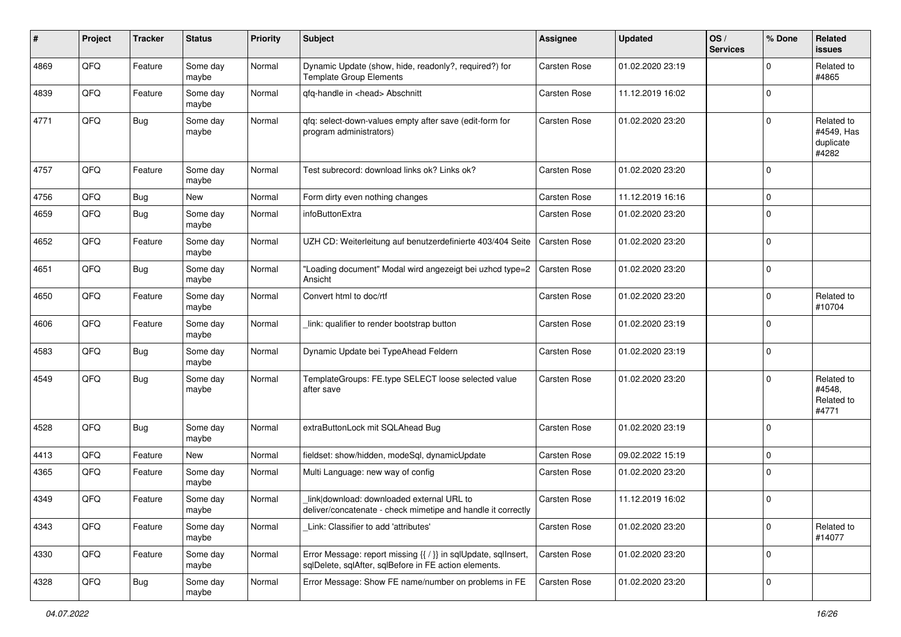| # | Project | Tracker | Status | Priority | Subject | Assignee | Updated | OS / Services | % Done | Related issues |
|---|---|---|---|---|---|---|---|---|---|---|
| 4869 | QFQ | Feature | Some day maybe | Normal | Dynamic Update (show, hide, readonly?, required?) for Template Group Elements | Carsten Rose | 01.02.2020 23:19 | | 0 | Related to #4865 |
| 4839 | QFQ | Feature | Some day maybe | Normal | qfq-handle in <head> Abschnitt | Carsten Rose | 11.12.2019 16:02 | | 0 | |
| 4771 | QFQ | Bug | Some day maybe | Normal | qfq: select-down-values empty after save (edit-form for program administrators) | Carsten Rose | 01.02.2020 23:20 | | 0 | Related to #4549, Has duplicate #4282 |
| 4757 | QFQ | Feature | Some day maybe | Normal | Test subrecord: download links ok? Links ok? | Carsten Rose | 01.02.2020 23:20 | | 0 | |
| 4756 | QFQ | Bug | New | Normal | Form dirty even nothing changes | Carsten Rose | 11.12.2019 16:16 | | 0 | |
| 4659 | QFQ | Bug | Some day maybe | Normal | infoButtonExtra | Carsten Rose | 01.02.2020 23:20 | | 0 | |
| 4652 | QFQ | Feature | Some day maybe | Normal | UZH CD: Weiterleitung auf benutzerdefinierte 403/404 Seite | Carsten Rose | 01.02.2020 23:20 | | 0 | |
| 4651 | QFQ | Bug | Some day maybe | Normal | "Loading document" Modal wird angezeigt bei uzhcd type=2 Ansicht | Carsten Rose | 01.02.2020 23:20 | | 0 | |
| 4650 | QFQ | Feature | Some day maybe | Normal | Convert html to doc/rtf | Carsten Rose | 01.02.2020 23:20 | | 0 | Related to #10704 |
| 4606 | QFQ | Feature | Some day maybe | Normal | _link: qualifier to render bootstrap button | Carsten Rose | 01.02.2020 23:19 | | 0 | |
| 4583 | QFQ | Bug | Some day maybe | Normal | Dynamic Update bei TypeAhead Feldern | Carsten Rose | 01.02.2020 23:19 | | 0 | |
| 4549 | QFQ | Bug | Some day maybe | Normal | TemplateGroups: FE.type SELECT loose selected value after save | Carsten Rose | 01.02.2020 23:20 | | 0 | Related to #4548, Related to #4771 |
| 4528 | QFQ | Bug | Some day maybe | Normal | extraButtonLock mit SQLAhead Bug | Carsten Rose | 01.02.2020 23:19 | | 0 | |
| 4413 | QFQ | Feature | New | Normal | fieldset: show/hidden, modeSql, dynamicUpdate | Carsten Rose | 09.02.2022 15:19 | | 0 | |
| 4365 | QFQ | Feature | Some day maybe | Normal | Multi Language: new way of config | Carsten Rose | 01.02.2020 23:20 | | 0 | |
| 4349 | QFQ | Feature | Some day maybe | Normal | link\|download: downloaded external URL to deliver/concatenate - check mimetipe and handle it correctly | Carsten Rose | 11.12.2019 16:02 | | 0 | |
| 4343 | QFQ | Feature | Some day maybe | Normal | _Link: Classifier to add 'attributes' | Carsten Rose | 01.02.2020 23:20 | | 0 | Related to #14077 |
| 4330 | QFQ | Feature | Some day maybe | Normal | Error Message: report missing {{ / }} in sqlUpdate, sqlInsert, sqlDelete, sqlAfter, sqlBefore in FE action elements. | Carsten Rose | 01.02.2020 23:20 | | 0 | |
| 4328 | QFQ | Bug | Some day maybe | Normal | Error Message: Show FE name/number on problems in FE | Carsten Rose | 01.02.2020 23:20 | | 0 | |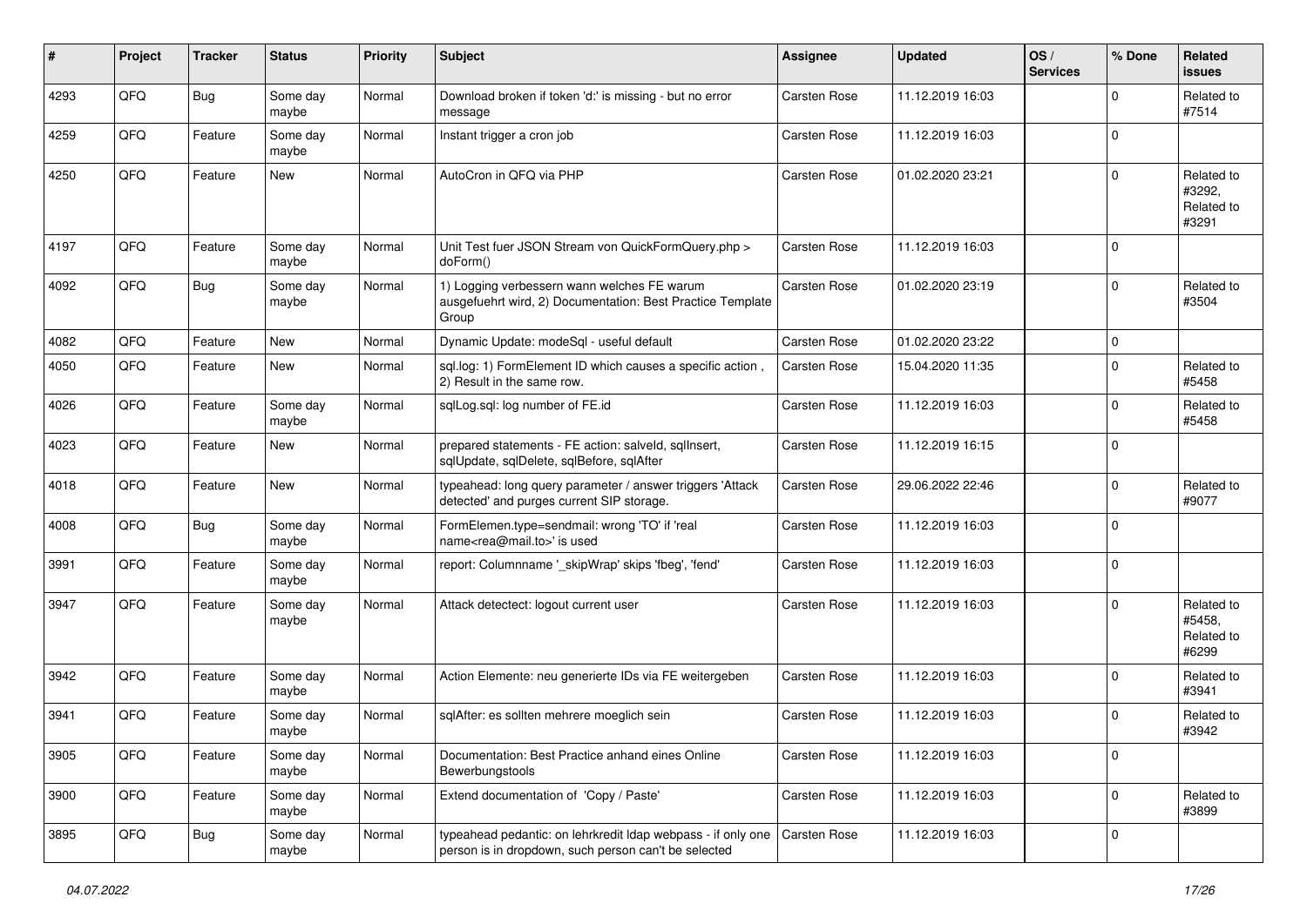| # | Project | Tracker | Status | Priority | Subject | Assignee | Updated | OS / Services | % Done | Related issues |
|---|---|---|---|---|---|---|---|---|---|---|
| 4293 | QFQ | Bug | Some day maybe | Normal | Download broken if token 'd:' is missing - but no error message | Carsten Rose | 11.12.2019 16:03 | | 0 | Related to #7514 |
| 4259 | QFQ | Feature | Some day maybe | Normal | Instant trigger a cron job | Carsten Rose | 11.12.2019 16:03 | | 0 | |
| 4250 | QFQ | Feature | New | Normal | AutoCron in QFQ via PHP | Carsten Rose | 01.02.2020 23:21 | | 0 | Related to #3292, Related to #3291 |
| 4197 | QFQ | Feature | Some day maybe | Normal | Unit Test fuer JSON Stream von QuickFormQuery.php > doForm() | Carsten Rose | 11.12.2019 16:03 | | 0 | |
| 4092 | QFQ | Bug | Some day maybe | Normal | 1) Logging verbessern wann welches FE warum ausgefuehrt wird, 2) Documentation: Best Practice Template Group | Carsten Rose | 01.02.2020 23:19 | | 0 | Related to #3504 |
| 4082 | QFQ | Feature | New | Normal | Dynamic Update: modeSql - useful default | Carsten Rose | 01.02.2020 23:22 | | 0 | |
| 4050 | QFQ | Feature | New | Normal | sql.log: 1) FormElement ID which causes a specific action , 2) Result in the same row. | Carsten Rose | 15.04.2020 11:35 | | 0 | Related to #5458 |
| 4026 | QFQ | Feature | Some day maybe | Normal | sqlLog.sql: log number of FE.id | Carsten Rose | 11.12.2019 16:03 | | 0 | Related to #5458 |
| 4023 | QFQ | Feature | New | Normal | prepared statements - FE action: salveId, sqlInsert, sqlUpdate, sqlDelete, sqlBefore, sqlAfter | Carsten Rose | 11.12.2019 16:15 | | 0 | |
| 4018 | QFQ | Feature | New | Normal | typeahead: long query parameter / answer triggers 'Attack detected' and purges current SIP storage. | Carsten Rose | 29.06.2022 22:46 | | 0 | Related to #9077 |
| 4008 | QFQ | Bug | Some day maybe | Normal | FormElemen.type=sendmail: wrong 'TO' if 'real name<rea@mail.to>' is used | Carsten Rose | 11.12.2019 16:03 | | 0 | |
| 3991 | QFQ | Feature | Some day maybe | Normal | report: Columnname '_skipWrap' skips 'fbeg', 'fend' | Carsten Rose | 11.12.2019 16:03 | | 0 | |
| 3947 | QFQ | Feature | Some day maybe | Normal | Attack detectect: logout current user | Carsten Rose | 11.12.2019 16:03 | | 0 | Related to #5458, Related to #6299 |
| 3942 | QFQ | Feature | Some day maybe | Normal | Action Elemente: neu generierte IDs via FE weitergeben | Carsten Rose | 11.12.2019 16:03 | | 0 | Related to #3941 |
| 3941 | QFQ | Feature | Some day maybe | Normal | sqlAfter: es sollten mehrere moeglich sein | Carsten Rose | 11.12.2019 16:03 | | 0 | Related to #3942 |
| 3905 | QFQ | Feature | Some day maybe | Normal | Documentation: Best Practice anhand eines Online Bewerbungstools | Carsten Rose | 11.12.2019 16:03 | | 0 | |
| 3900 | QFQ | Feature | Some day maybe | Normal | Extend documentation of 'Copy / Paste' | Carsten Rose | 11.12.2019 16:03 | | 0 | Related to #3899 |
| 3895 | QFQ | Bug | Some day maybe | Normal | typeahead pedantic: on lehrkredit ldap webpass - if only one person is in dropdown, such person can't be selected | Carsten Rose | 11.12.2019 16:03 | | 0 | |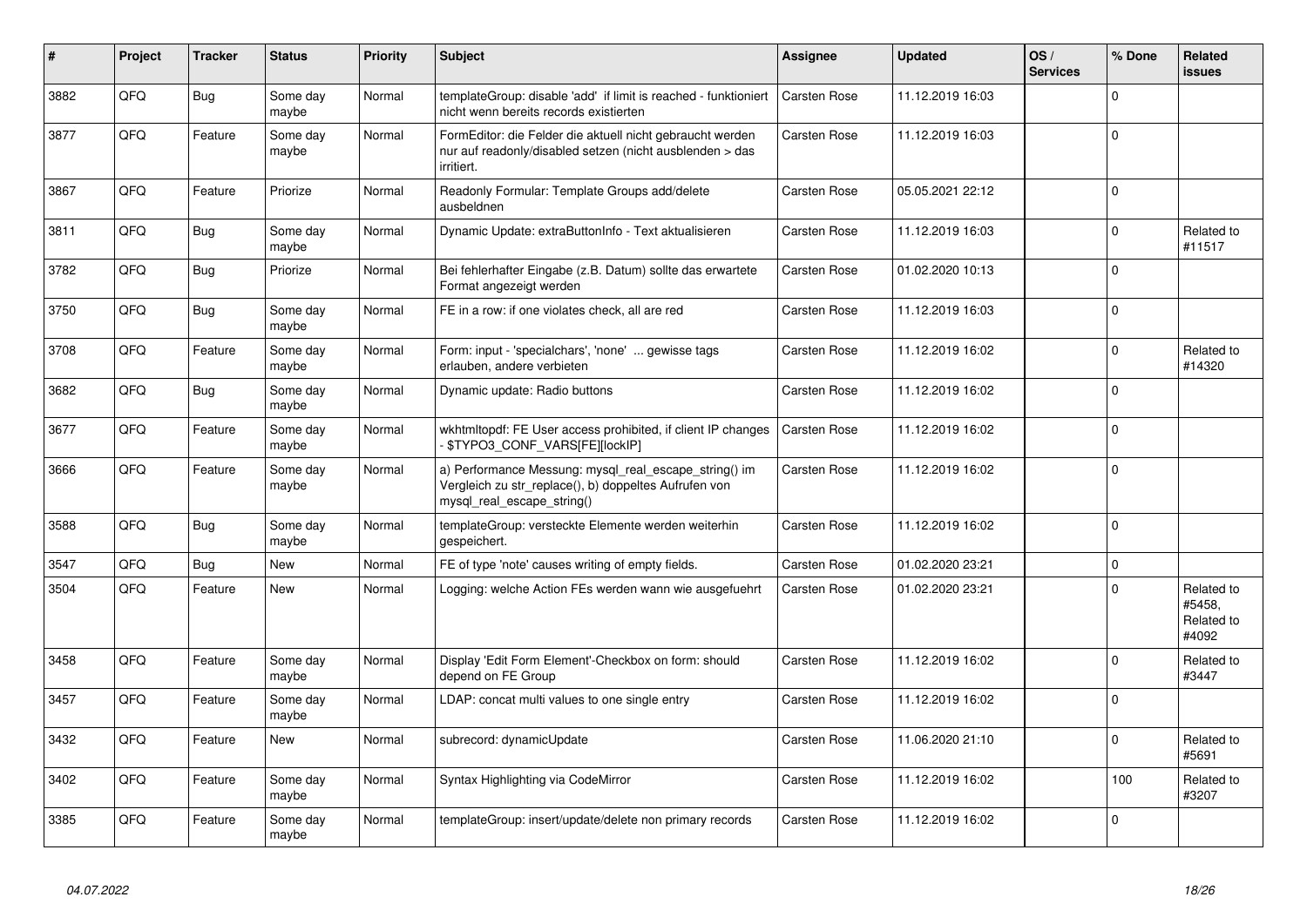| # | Project | Tracker | Status | Priority | Subject | Assignee | Updated | OS / Services | % Done | Related issues |
|---|---|---|---|---|---|---|---|---|---|---|
| 3882 | QFQ | Bug | Some day maybe | Normal | templateGroup: disable 'add' if limit is reached - funktioniert nicht wenn bereits records existierten | Carsten Rose | 11.12.2019 16:03 | | 0 | |
| 3877 | QFQ | Feature | Some day maybe | Normal | FormEditor: die Felder die aktuell nicht gebraucht werden nur auf readonly/disabled setzen (nicht ausblenden > das irritiert. | Carsten Rose | 11.12.2019 16:03 | | 0 | |
| 3867 | QFQ | Feature | Priorize | Normal | Readonly Formular: Template Groups add/delete ausbeldnen | Carsten Rose | 05.05.2021 22:12 | | 0 | |
| 3811 | QFQ | Bug | Some day maybe | Normal | Dynamic Update: extraButtonInfo - Text aktualisieren | Carsten Rose | 11.12.2019 16:03 | | 0 | Related to #11517 |
| 3782 | QFQ | Bug | Priorize | Normal | Bei fehlerhafter Eingabe (z.B. Datum) sollte das erwartete Format angezeigt werden | Carsten Rose | 01.02.2020 10:13 | | 0 | |
| 3750 | QFQ | Bug | Some day maybe | Normal | FE in a row: if one violates check, all are red | Carsten Rose | 11.12.2019 16:03 | | 0 | |
| 3708 | QFQ | Feature | Some day maybe | Normal | Form: input - 'specialchars', 'none' ... gewisse tags erlauben, andere verbieten | Carsten Rose | 11.12.2019 16:02 | | 0 | Related to #14320 |
| 3682 | QFQ | Bug | Some day maybe | Normal | Dynamic update: Radio buttons | Carsten Rose | 11.12.2019 16:02 | | 0 | |
| 3677 | QFQ | Feature | Some day maybe | Normal | wkhtmltopdf: FE User access prohibited, if client IP changes - $TYPO3_CONF_VARS[FE][lockIP] | Carsten Rose | 11.12.2019 16:02 | | 0 | |
| 3666 | QFQ | Feature | Some day maybe | Normal | a) Performance Messung: mysql_real_escape_string() im Vergleich zu str_replace(), b) doppeltes Aufrufen von mysql_real_escape_string() | Carsten Rose | 11.12.2019 16:02 | | 0 | |
| 3588 | QFQ | Bug | Some day maybe | Normal | templateGroup: versteckte Elemente werden weiterhin gespeichert. | Carsten Rose | 11.12.2019 16:02 | | 0 | |
| 3547 | QFQ | Bug | New | Normal | FE of type 'note' causes writing of empty fields. | Carsten Rose | 01.02.2020 23:21 | | 0 | |
| 3504 | QFQ | Feature | New | Normal | Logging: welche Action FEs werden wann wie ausgefuehrt | Carsten Rose | 01.02.2020 23:21 | | 0 | Related to #5458, Related to #4092 |
| 3458 | QFQ | Feature | Some day maybe | Normal | Display 'Edit Form Element'-Checkbox on form: should depend on FE Group | Carsten Rose | 11.12.2019 16:02 | | 0 | Related to #3447 |
| 3457 | QFQ | Feature | Some day maybe | Normal | LDAP: concat multi values to one single entry | Carsten Rose | 11.12.2019 16:02 | | 0 | |
| 3432 | QFQ | Feature | New | Normal | subrecord: dynamicUpdate | Carsten Rose | 11.06.2020 21:10 | | 0 | Related to #5691 |
| 3402 | QFQ | Feature | Some day maybe | Normal | Syntax Highlighting via CodeMirror | Carsten Rose | 11.12.2019 16:02 | | 100 | Related to #3207 |
| 3385 | QFQ | Feature | Some day maybe | Normal | templateGroup: insert/update/delete non primary records | Carsten Rose | 11.12.2019 16:02 | | 0 | |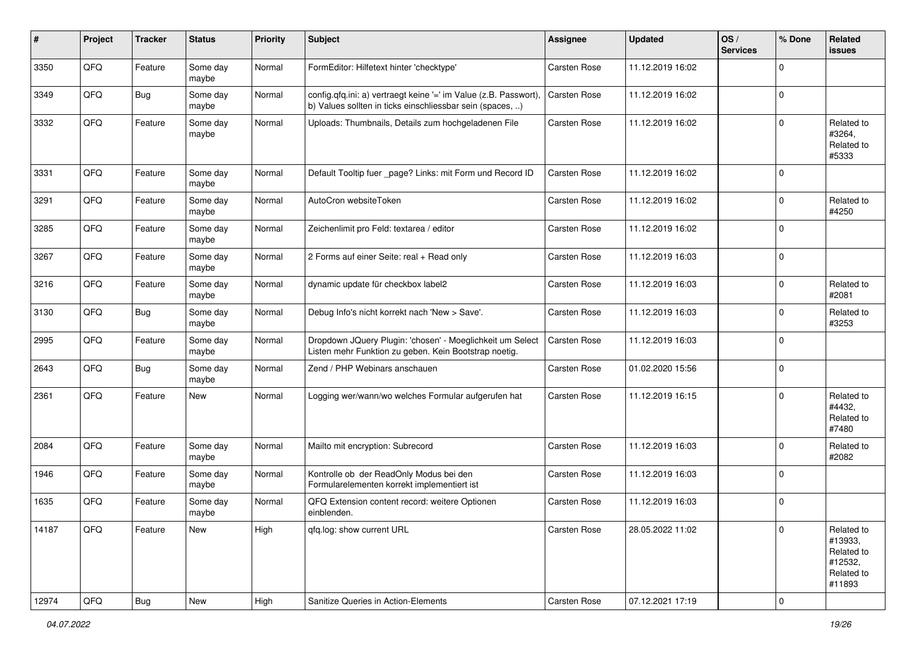| # | Project | Tracker | Status | Priority | Subject | Assignee | Updated | OS / Services | % Done | Related issues |
|---|---|---|---|---|---|---|---|---|---|---|
| 3350 | QFQ | Feature | Some day maybe | Normal | FormEditor: Hilfetext hinter 'checktype' | Carsten Rose | 11.12.2019 16:02 | | 0 | |
| 3349 | QFQ | Bug | Some day maybe | Normal | config.qfq.ini: a) vertraegt keine '=' im Value (z.B. Passwort), b) Values sollten in ticks einschliessbar sein (spaces, ..) | Carsten Rose | 11.12.2019 16:02 | | 0 | |
| 3332 | QFQ | Feature | Some day maybe | Normal | Uploads: Thumbnails, Details zum hochgeladenen File | Carsten Rose | 11.12.2019 16:02 | | 0 | Related to #3264, Related to #5333 |
| 3331 | QFQ | Feature | Some day maybe | Normal | Default Tooltip fuer _page? Links: mit Form und Record ID | Carsten Rose | 11.12.2019 16:02 | | 0 | |
| 3291 | QFQ | Feature | Some day maybe | Normal | AutoCron websiteToken | Carsten Rose | 11.12.2019 16:02 | | 0 | Related to #4250 |
| 3285 | QFQ | Feature | Some day maybe | Normal | Zeichenlimit pro Feld: textarea / editor | Carsten Rose | 11.12.2019 16:02 | | 0 | |
| 3267 | QFQ | Feature | Some day maybe | Normal | 2 Forms auf einer Seite: real + Read only | Carsten Rose | 11.12.2019 16:03 | | 0 | |
| 3216 | QFQ | Feature | Some day maybe | Normal | dynamic update für checkbox label2 | Carsten Rose | 11.12.2019 16:03 | | 0 | Related to #2081 |
| 3130 | QFQ | Bug | Some day maybe | Normal | Debug Info's nicht korrekt nach 'New > Save'. | Carsten Rose | 11.12.2019 16:03 | | 0 | Related to #3253 |
| 2995 | QFQ | Feature | Some day maybe | Normal | Dropdown JQuery Plugin: 'chosen' - Moeglichkeit um Select Listen mehr Funktion zu geben. Kein Bootstrap noetig. | Carsten Rose | 11.12.2019 16:03 | | 0 | |
| 2643 | QFQ | Bug | Some day maybe | Normal | Zend / PHP Webinars anschauen | Carsten Rose | 01.02.2020 15:56 | | 0 | |
| 2361 | QFQ | Feature | New | Normal | Logging wer/wann/wo welches Formular aufgerufen hat | Carsten Rose | 11.12.2019 16:15 | | 0 | Related to #4432, Related to #7480 |
| 2084 | QFQ | Feature | Some day maybe | Normal | Mailto mit encryption: Subrecord | Carsten Rose | 11.12.2019 16:03 | | 0 | Related to #2082 |
| 1946 | QFQ | Feature | Some day maybe | Normal | Kontrolle ob der ReadOnly Modus bei den Formularelementen korrekt implementiert ist | Carsten Rose | 11.12.2019 16:03 | | 0 | |
| 1635 | QFQ | Feature | Some day maybe | Normal | QFQ Extension content record: weitere Optionen einblenden. | Carsten Rose | 11.12.2019 16:03 | | 0 | |
| 14187 | QFQ | Feature | New | High | qfq.log: show current URL | Carsten Rose | 28.05.2022 11:02 | | 0 | Related to #13933, Related to #12532, Related to #11893 |
| 12974 | QFQ | Bug | New | High | Sanitize Queries in Action-Elements | Carsten Rose | 07.12.2021 17:19 | | 0 | |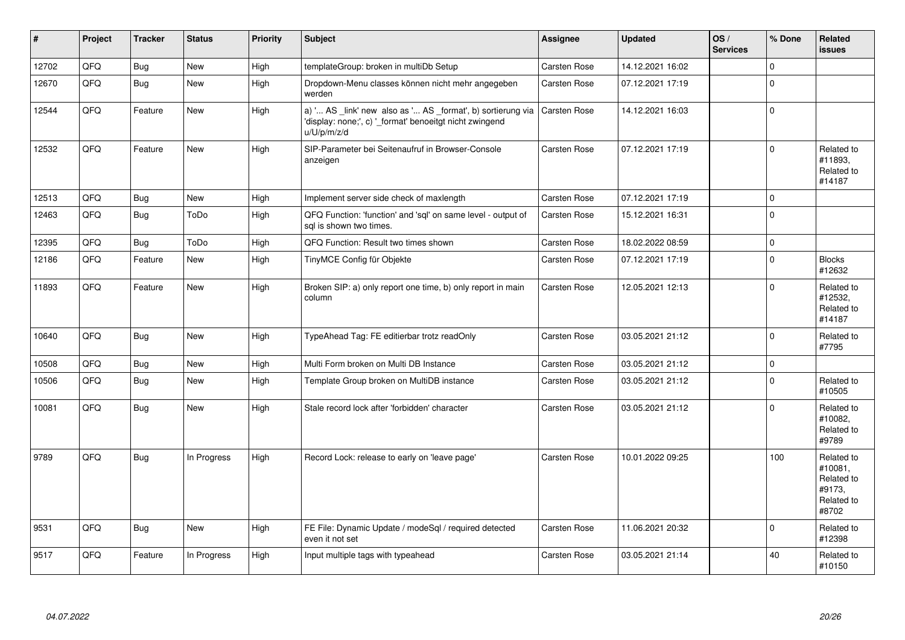| # | Project | Tracker | Status | Priority | Subject | Assignee | Updated | OS / Services | % Done | Related issues |
|---|---|---|---|---|---|---|---|---|---|---|
| 12702 | QFQ | Bug | New | High | templateGroup: broken in multiDb Setup | Carsten Rose | 14.12.2021 16:02 | | 0 | |
| 12670 | QFQ | Bug | New | High | Dropdown-Menu classes können nicht mehr angegeben werden | Carsten Rose | 07.12.2021 17:19 | | 0 | |
| 12544 | QFQ | Feature | New | High | a) '... AS _link' new also as '... AS _format', b) sortierung via 'display: none;', c) '_format' benoeitgt nicht zwingend u/U/p/m/z/d | Carsten Rose | 14.12.2021 16:03 | | 0 | |
| 12532 | QFQ | Feature | New | High | SIP-Parameter bei Seitenaufruf in Browser-Console anzeigen | Carsten Rose | 07.12.2021 17:19 | | 0 | Related to #11893, Related to #14187 |
| 12513 | QFQ | Bug | New | High | Implement server side check of maxlength | Carsten Rose | 07.12.2021 17:19 | | 0 | |
| 12463 | QFQ | Bug | ToDo | High | QFQ Function: 'function' and 'sql' on same level - output of sql is shown two times. | Carsten Rose | 15.12.2021 16:31 | | 0 | |
| 12395 | QFQ | Bug | ToDo | High | QFQ Function: Result two times shown | Carsten Rose | 18.02.2022 08:59 | | 0 | |
| 12186 | QFQ | Feature | New | High | TinyMCE Config für Objekte | Carsten Rose | 07.12.2021 17:19 | | 0 | Blocks #12632 |
| 11893 | QFQ | Feature | New | High | Broken SIP: a) only report one time, b) only report in main column | Carsten Rose | 12.05.2021 12:13 | | 0 | Related to #12532, Related to #14187 |
| 10640 | QFQ | Bug | New | High | TypeAhead Tag: FE editierbar trotz readOnly | Carsten Rose | 03.05.2021 21:12 | | 0 | Related to #7795 |
| 10508 | QFQ | Bug | New | High | Multi Form broken on Multi DB Instance | Carsten Rose | 03.05.2021 21:12 | | 0 | |
| 10506 | QFQ | Bug | New | High | Template Group broken on MultiDB instance | Carsten Rose | 03.05.2021 21:12 | | 0 | Related to #10505 |
| 10081 | QFQ | Bug | New | High | Stale record lock after 'forbidden' character | Carsten Rose | 03.05.2021 21:12 | | 0 | Related to #10082, Related to #9789 |
| 9789 | QFQ | Bug | In Progress | High | Record Lock: release to early on 'leave page' | Carsten Rose | 10.01.2022 09:25 | | 100 | Related to #10081, Related to #9173, Related to #8702 |
| 9531 | QFQ | Bug | New | High | FE File: Dynamic Update / modeSql / required detected even it not set | Carsten Rose | 11.06.2021 20:32 | | 0 | Related to #12398 |
| 9517 | QFQ | Feature | In Progress | High | Input multiple tags with typeahead | Carsten Rose | 03.05.2021 21:14 | | 40 | Related to #10150 |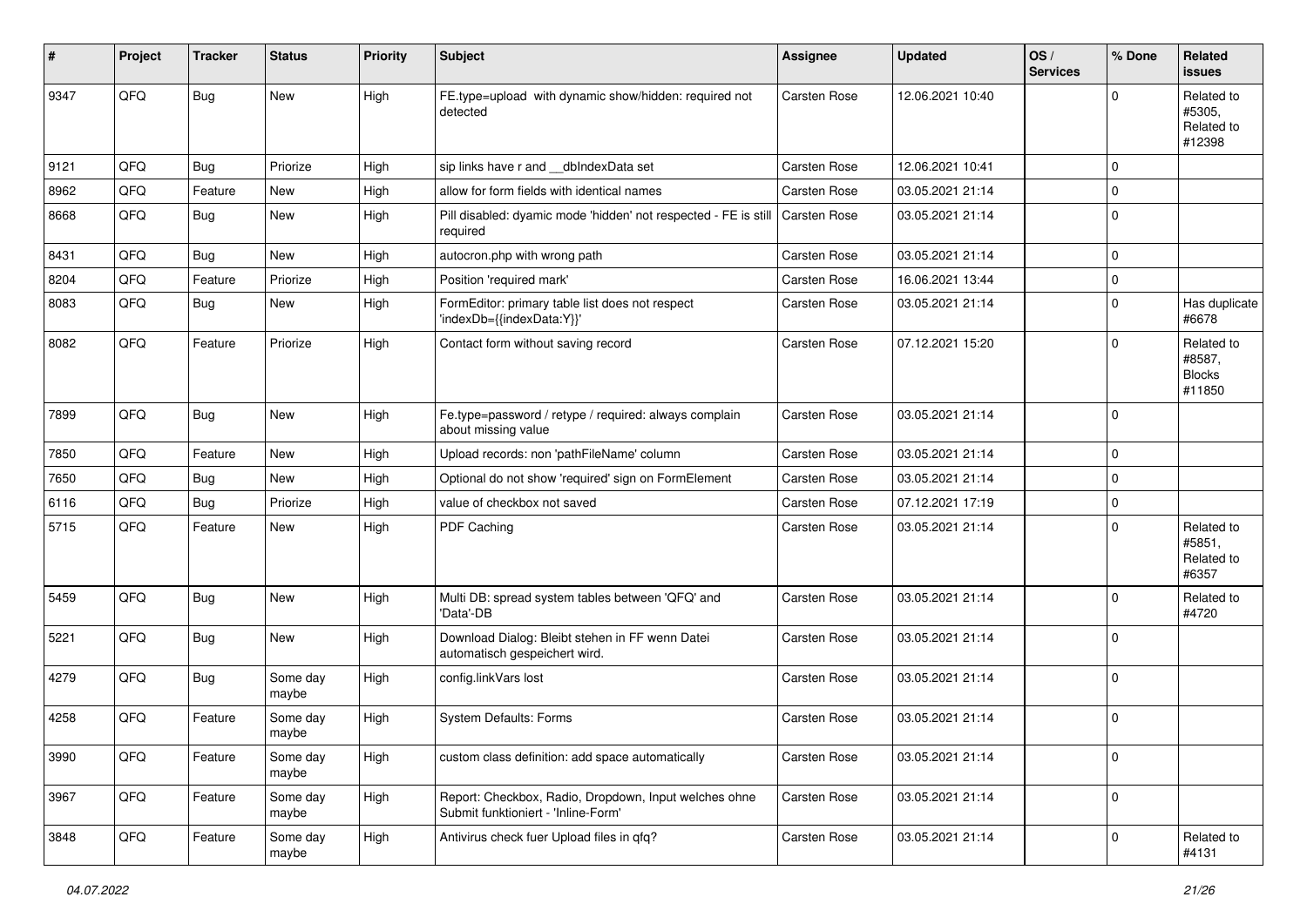| # | Project | Tracker | Status | Priority | Subject | Assignee | Updated | OS / Services | % Done | Related issues |
|---|---|---|---|---|---|---|---|---|---|---|
| 9347 | QFQ | Bug | New | High | FE.type=upload with dynamic show/hidden: required not detected | Carsten Rose | 12.06.2021 10:40 | | 0 | Related to #5305, Related to #12398 |
| 9121 | QFQ | Bug | Priorize | High | sip links have r and __dbIndexData set | Carsten Rose | 12.06.2021 10:41 | | 0 | |
| 8962 | QFQ | Feature | New | High | allow for form fields with identical names | Carsten Rose | 03.05.2021 21:14 | | 0 | |
| 8668 | QFQ | Bug | New | High | Pill disabled: dyamic mode 'hidden' not respected - FE is still required | Carsten Rose | 03.05.2021 21:14 | | 0 | |
| 8431 | QFQ | Bug | New | High | autocron.php with wrong path | Carsten Rose | 03.05.2021 21:14 | | 0 | |
| 8204 | QFQ | Feature | Priorize | High | Position 'required mark' | Carsten Rose | 16.06.2021 13:44 | | 0 | |
| 8083 | QFQ | Bug | New | High | FormEditor: primary table list does not respect 'indexDb={{indexData:Y}}' | Carsten Rose | 03.05.2021 21:14 | | 0 | Has duplicate #6678 |
| 8082 | QFQ | Feature | Priorize | High | Contact form without saving record | Carsten Rose | 07.12.2021 15:20 | | 0 | Related to #8587, Blocks #11850 |
| 7899 | QFQ | Bug | New | High | Fe.type=password / retype / required: always complain about missing value | Carsten Rose | 03.05.2021 21:14 | | 0 | |
| 7850 | QFQ | Feature | New | High | Upload records: non 'pathFileName' column | Carsten Rose | 03.05.2021 21:14 | | 0 | |
| 7650 | QFQ | Bug | New | High | Optional do not show 'required' sign on FormElement | Carsten Rose | 03.05.2021 21:14 | | 0 | |
| 6116 | QFQ | Bug | Priorize | High | value of checkbox not saved | Carsten Rose | 07.12.2021 17:19 | | 0 | |
| 5715 | QFQ | Feature | New | High | PDF Caching | Carsten Rose | 03.05.2021 21:14 | | 0 | Related to #5851, Related to #6357 |
| 5459 | QFQ | Bug | New | High | Multi DB: spread system tables between 'QFQ' and 'Data'-DB | Carsten Rose | 03.05.2021 21:14 | | 0 | Related to #4720 |
| 5221 | QFQ | Bug | New | High | Download Dialog: Bleibt stehen in FF wenn Datei automatisch gespeichert wird. | Carsten Rose | 03.05.2021 21:14 | | 0 | |
| 4279 | QFQ | Bug | Some day maybe | High | config.linkVars lost | Carsten Rose | 03.05.2021 21:14 | | 0 | |
| 4258 | QFQ | Feature | Some day maybe | High | System Defaults: Forms | Carsten Rose | 03.05.2021 21:14 | | 0 | |
| 3990 | QFQ | Feature | Some day maybe | High | custom class definition: add space automatically | Carsten Rose | 03.05.2021 21:14 | | 0 | |
| 3967 | QFQ | Feature | Some day maybe | High | Report: Checkbox, Radio, Dropdown, Input welches ohne Submit funktioniert - 'Inline-Form' | Carsten Rose | 03.05.2021 21:14 | | 0 | |
| 3848 | QFQ | Feature | Some day maybe | High | Antivirus check fuer Upload files in qfq? | Carsten Rose | 03.05.2021 21:14 | | 0 | Related to #4131 |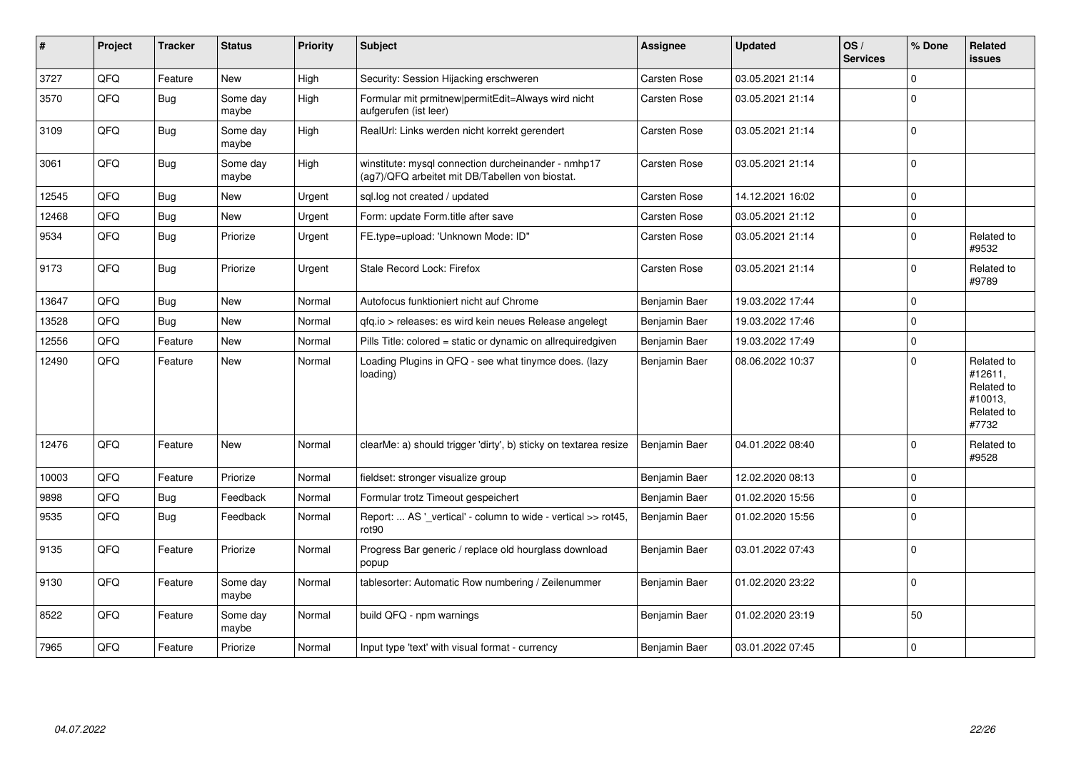| # | Project | Tracker | Status | Priority | Subject | Assignee | Updated | OS / Services | % Done | Related issues |
|---|---|---|---|---|---|---|---|---|---|---|
| 3727 | QFQ | Feature | New | High | Security: Session Hijacking erschweren | Carsten Rose | 03.05.2021 21:14 | | 0 | |
| 3570 | QFQ | Bug | Some day maybe | High | Formular mit prmitnew\|permitEdit=Always wird nicht aufgerufen (ist leer) | Carsten Rose | 03.05.2021 21:14 | | 0 | |
| 3109 | QFQ | Bug | Some day maybe | High | RealUrl: Links werden nicht korrekt gerendert | Carsten Rose | 03.05.2021 21:14 | | 0 | |
| 3061 | QFQ | Bug | Some day maybe | High | winstitute: mysql connection durcheinander - nmhp17 (ag7)/QFQ arbeitet mit DB/Tabellen von biostat. | Carsten Rose | 03.05.2021 21:14 | | 0 | |
| 12545 | QFQ | Bug | New | Urgent | sql.log not created / updated | Carsten Rose | 14.12.2021 16:02 | | 0 | |
| 12468 | QFQ | Bug | New | Urgent | Form: update Form.title after save | Carsten Rose | 03.05.2021 21:12 | | 0 | |
| 9534 | QFQ | Bug | Priorize | Urgent | FE.type=upload: 'Unknown Mode: ID" | Carsten Rose | 03.05.2021 21:14 | | 0 | Related to #9532 |
| 9173 | QFQ | Bug | Priorize | Urgent | Stale Record Lock: Firefox | Carsten Rose | 03.05.2021 21:14 | | 0 | Related to #9789 |
| 13647 | QFQ | Bug | New | Normal | Autofocus funktioniert nicht auf Chrome | Benjamin Baer | 19.03.2022 17:44 | | 0 | |
| 13528 | QFQ | Bug | New | Normal | qfq.io > releases: es wird kein neues Release angelegt | Benjamin Baer | 19.03.2022 17:46 | | 0 | |
| 12556 | QFQ | Feature | New | Normal | Pills Title: colored = static or dynamic on allrequiredgiven | Benjamin Baer | 19.03.2022 17:49 | | 0 | |
| 12490 | QFQ | Feature | New | Normal | Loading Plugins in QFQ - see what tinymce does. (lazy loading) | Benjamin Baer | 08.06.2022 10:37 | | 0 | Related to #12611, Related to #10013, Related to #7732 |
| 12476 | QFQ | Feature | New | Normal | clearMe: a) should trigger 'dirty', b) sticky on textarea resize | Benjamin Baer | 04.01.2022 08:40 | | 0 | Related to #9528 |
| 10003 | QFQ | Feature | Priorize | Normal | fieldset: stronger visualize group | Benjamin Baer | 12.02.2020 08:13 | | 0 | |
| 9898 | QFQ | Bug | Feedback | Normal | Formular trotz Timeout gespeichert | Benjamin Baer | 01.02.2020 15:56 | | 0 | |
| 9535 | QFQ | Bug | Feedback | Normal | Report: ... AS '_vertical' - column to wide - vertical >> rot45, rot90 | Benjamin Baer | 01.02.2020 15:56 | | 0 | |
| 9135 | QFQ | Feature | Priorize | Normal | Progress Bar generic / replace old hourglass download popup | Benjamin Baer | 03.01.2022 07:43 | | 0 | |
| 9130 | QFQ | Feature | Some day maybe | Normal | tablesorter: Automatic Row numbering / Zeilenummer | Benjamin Baer | 01.02.2020 23:22 | | 0 | |
| 8522 | QFQ | Feature | Some day maybe | Normal | build QFQ - npm warnings | Benjamin Baer | 01.02.2020 23:19 | | 50 | |
| 7965 | QFQ | Feature | Priorize | Normal | Input type 'text' with visual format - currency | Benjamin Baer | 03.01.2022 07:45 | | 0 | |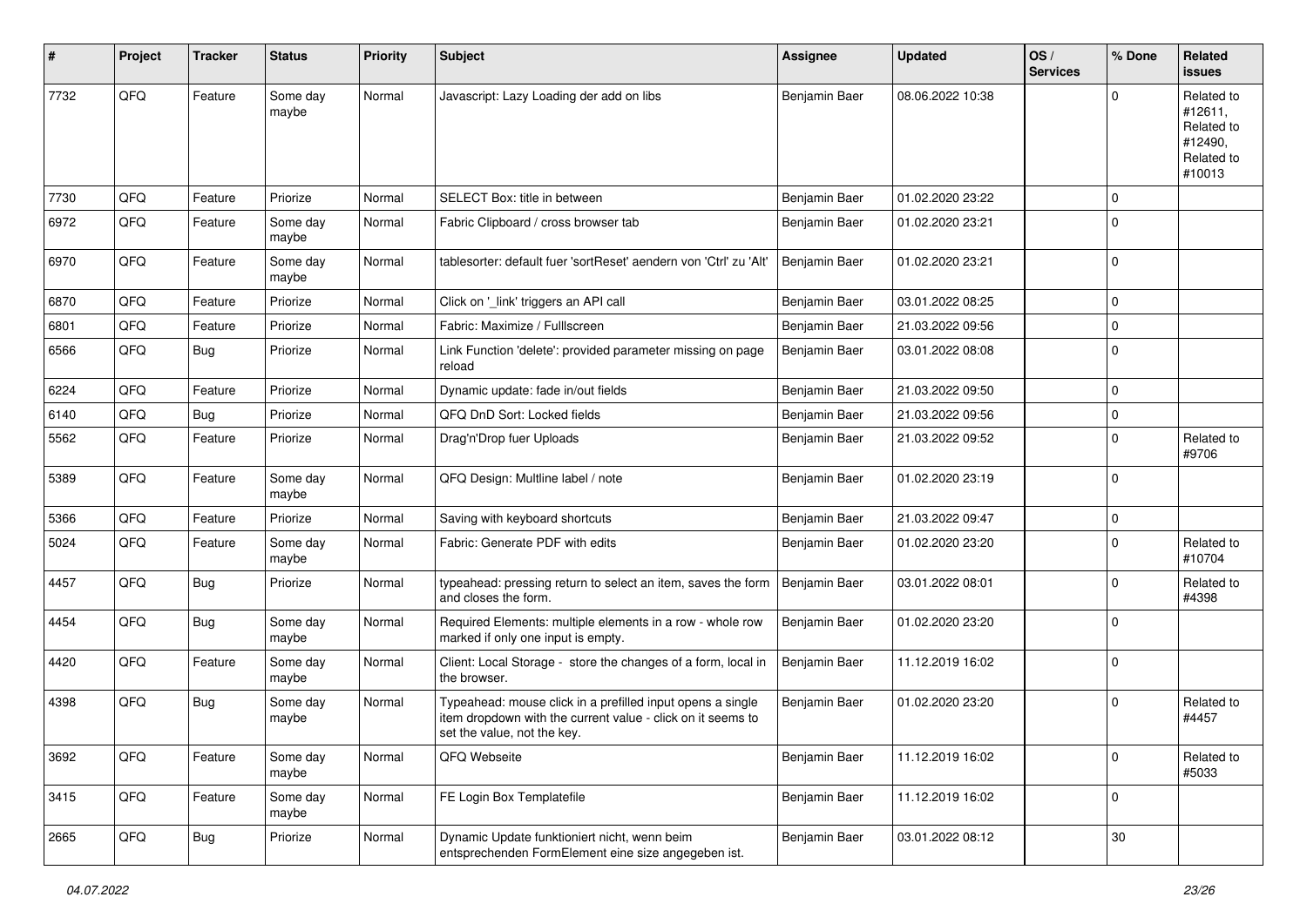| # | Project | Tracker | Status | Priority | Subject | Assignee | Updated | OS / Services | % Done | Related issues |
|---|---|---|---|---|---|---|---|---|---|---|
| 7732 | QFQ | Feature | Some day maybe | Normal | Javascript: Lazy Loading der add on libs | Benjamin Baer | 08.06.2022 10:38 | | 0 | Related to #12611, Related to #12490, Related to #10013 |
| 7730 | QFQ | Feature | Priorize | Normal | SELECT Box: title in between | Benjamin Baer | 01.02.2020 23:22 | | 0 | |
| 6972 | QFQ | Feature | Some day maybe | Normal | Fabric Clipboard / cross browser tab | Benjamin Baer | 01.02.2020 23:21 | | 0 | |
| 6970 | QFQ | Feature | Some day maybe | Normal | tablesorter: default fuer 'sortReset' aendern von 'Ctrl' zu 'Alt' | Benjamin Baer | 01.02.2020 23:21 | | 0 | |
| 6870 | QFQ | Feature | Priorize | Normal | Click on '_link' triggers an API call | Benjamin Baer | 03.01.2022 08:25 | | 0 | |
| 6801 | QFQ | Feature | Priorize | Normal | Fabric: Maximize / Fulllscreen | Benjamin Baer | 21.03.2022 09:56 | | 0 | |
| 6566 | QFQ | Bug | Priorize | Normal | Link Function 'delete': provided parameter missing on page reload | Benjamin Baer | 03.01.2022 08:08 | | 0 | |
| 6224 | QFQ | Feature | Priorize | Normal | Dynamic update: fade in/out fields | Benjamin Baer | 21.03.2022 09:50 | | 0 | |
| 6140 | QFQ | Bug | Priorize | Normal | QFQ DnD Sort: Locked fields | Benjamin Baer | 21.03.2022 09:56 | | 0 | |
| 5562 | QFQ | Feature | Priorize | Normal | Drag'n'Drop fuer Uploads | Benjamin Baer | 21.03.2022 09:52 | | 0 | Related to #9706 |
| 5389 | QFQ | Feature | Some day maybe | Normal | QFQ Design: Multline label / note | Benjamin Baer | 01.02.2020 23:19 | | 0 | |
| 5366 | QFQ | Feature | Priorize | Normal | Saving with keyboard shortcuts | Benjamin Baer | 21.03.2022 09:47 | | 0 | |
| 5024 | QFQ | Feature | Some day maybe | Normal | Fabric: Generate PDF with edits | Benjamin Baer | 01.02.2020 23:20 | | 0 | Related to #10704 |
| 4457 | QFQ | Bug | Priorize | Normal | typeahead: pressing return to select an item, saves the form and closes the form. | Benjamin Baer | 03.01.2022 08:01 | | 0 | Related to #4398 |
| 4454 | QFQ | Bug | Some day maybe | Normal | Required Elements: multiple elements in a row - whole row marked if only one input is empty. | Benjamin Baer | 01.02.2020 23:20 | | 0 | |
| 4420 | QFQ | Feature | Some day maybe | Normal | Client: Local Storage - store the changes of a form, local in the browser. | Benjamin Baer | 11.12.2019 16:02 | | 0 | |
| 4398 | QFQ | Bug | Some day maybe | Normal | Typeahead: mouse click in a prefilled input opens a single item dropdown with the current value - click on it seems to set the value, not the key. | Benjamin Baer | 01.02.2020 23:20 | | 0 | Related to #4457 |
| 3692 | QFQ | Feature | Some day maybe | Normal | QFQ Webseite | Benjamin Baer | 11.12.2019 16:02 | | 0 | Related to #5033 |
| 3415 | QFQ | Feature | Some day maybe | Normal | FE Login Box Templatefile | Benjamin Baer | 11.12.2019 16:02 | | 0 | |
| 2665 | QFQ | Bug | Priorize | Normal | Dynamic Update funktioniert nicht, wenn beim entsprechenden FormElement eine size angegeben ist. | Benjamin Baer | 03.01.2022 08:12 | | 30 | |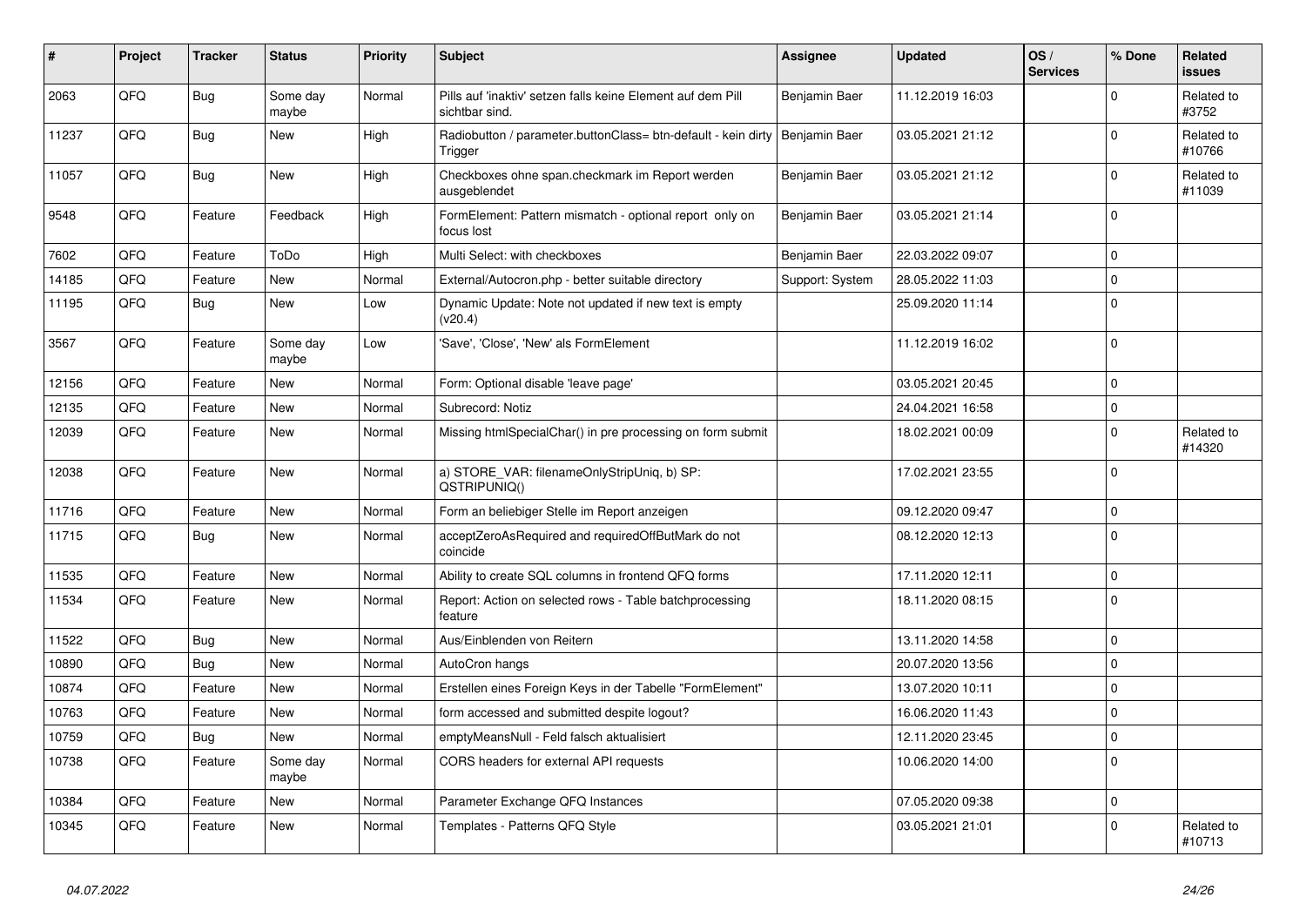| # | Project | Tracker | Status | Priority | Subject | Assignee | Updated | OS / Services | % Done | Related issues |
|---|---|---|---|---|---|---|---|---|---|---|
| 2063 | QFQ | Bug | Some day maybe | Normal | Pills auf 'inaktiv' setzen falls keine Element auf dem Pill sichtbar sind. | Benjamin Baer | 11.12.2019 16:03 | | 0 | Related to #3752 |
| 11237 | QFQ | Bug | New | High | Radiobutton / parameter.buttonClass= btn-default - kein dirty Trigger | Benjamin Baer | 03.05.2021 21:12 | | 0 | Related to #10766 |
| 11057 | QFQ | Bug | New | High | Checkboxes ohne span.checkmark im Report werden ausgeblendet | Benjamin Baer | 03.05.2021 21:12 | | 0 | Related to #11039 |
| 9548 | QFQ | Feature | Feedback | High | FormElement: Pattern mismatch - optional report only on focus lost | Benjamin Baer | 03.05.2021 21:14 | | 0 | |
| 7602 | QFQ | Feature | ToDo | High | Multi Select: with checkboxes | Benjamin Baer | 22.03.2022 09:07 | | 0 | |
| 14185 | QFQ | Feature | New | Normal | External/Autocron.php - better suitable directory | Support: System | 28.05.2022 11:03 | | 0 | |
| 11195 | QFQ | Bug | New | Low | Dynamic Update: Note not updated if new text is empty (v20.4) | | 25.09.2020 11:14 | | 0 | |
| 3567 | QFQ | Feature | Some day maybe | Low | 'Save', 'Close', 'New' als FormElement | | 11.12.2019 16:02 | | 0 | |
| 12156 | QFQ | Feature | New | Normal | Form: Optional disable 'leave page' | | 03.05.2021 20:45 | | 0 | |
| 12135 | QFQ | Feature | New | Normal | Subrecord: Notiz | | 24.04.2021 16:58 | | 0 | |
| 12039 | QFQ | Feature | New | Normal | Missing htmlSpecialChar() in pre processing on form submit | | 18.02.2021 00:09 | | 0 | Related to #14320 |
| 12038 | QFQ | Feature | New | Normal | a) STORE_VAR: filenameOnlyStripUniq, b) SP: QSTRIPUNIQ() | | 17.02.2021 23:55 | | 0 | |
| 11716 | QFQ | Feature | New | Normal | Form an beliebiger Stelle im Report anzeigen | | 09.12.2020 09:47 | | 0 | |
| 11715 | QFQ | Bug | New | Normal | acceptZeroAsRequired and requiredOffButMark do not coincide | | 08.12.2020 12:13 | | 0 | |
| 11535 | QFQ | Feature | New | Normal | Ability to create SQL columns in frontend QFQ forms | | 17.11.2020 12:11 | | 0 | |
| 11534 | QFQ | Feature | New | Normal | Report: Action on selected rows - Table batchprocessing feature | | 18.11.2020 08:15 | | 0 | |
| 11522 | QFQ | Bug | New | Normal | Aus/Einblenden von Reitern | | 13.11.2020 14:58 | | 0 | |
| 10890 | QFQ | Bug | New | Normal | AutoCron hangs | | 20.07.2020 13:56 | | 0 | |
| 10874 | QFQ | Feature | New | Normal | Erstellen eines Foreign Keys in der Tabelle "FormElement" | | 13.07.2020 10:11 | | 0 | |
| 10763 | QFQ | Feature | New | Normal | form accessed and submitted despite logout? | | 16.06.2020 11:43 | | 0 | |
| 10759 | QFQ | Bug | New | Normal | emptyMeansNull - Feld falsch aktualisiert | | 12.11.2020 23:45 | | 0 | |
| 10738 | QFQ | Feature | Some day maybe | Normal | CORS headers for external API requests | | 10.06.2020 14:00 | | 0 | |
| 10384 | QFQ | Feature | New | Normal | Parameter Exchange QFQ Instances | | 07.05.2020 09:38 | | 0 | |
| 10345 | QFQ | Feature | New | Normal | Templates - Patterns QFQ Style | | 03.05.2021 21:01 | | 0 | Related to #10713 |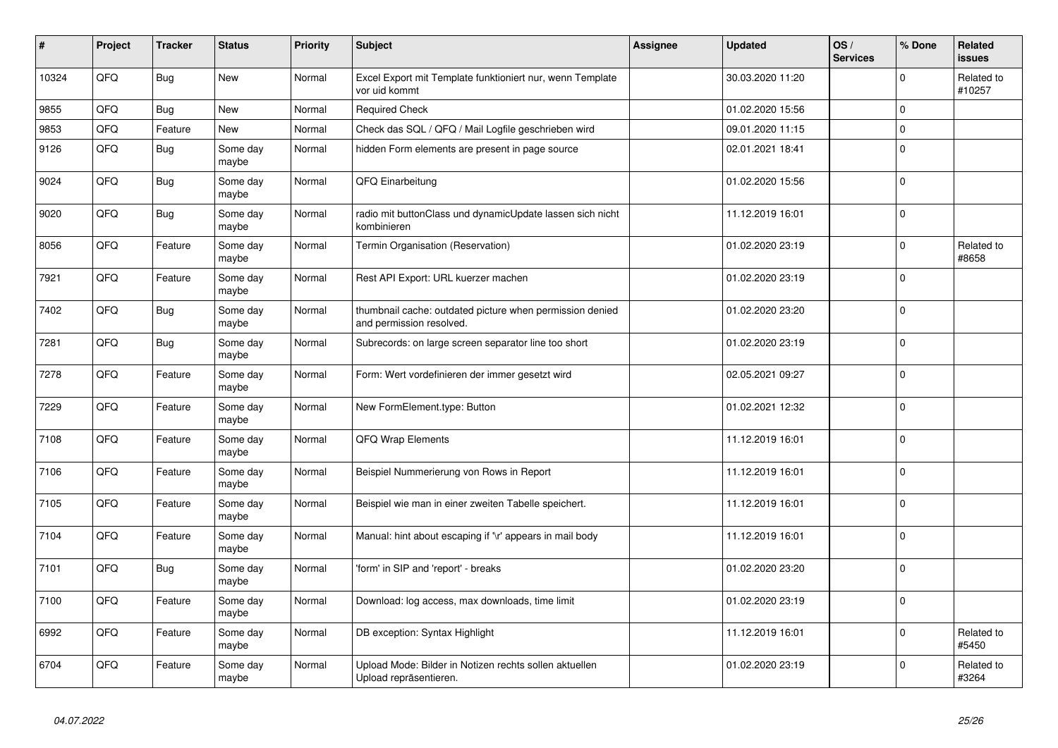| # | Project | Tracker | Status | Priority | Subject | Assignee | Updated | OS / Services | % Done | Related issues |
|---|---|---|---|---|---|---|---|---|---|---|
| 10324 | QFQ | Bug | New | Normal | Excel Export mit Template funktioniert nur, wenn Template vor uid kommt | | 30.03.2020 11:20 | | 0 | Related to #10257 |
| 9855 | QFQ | Bug | New | Normal | Required Check | | 01.02.2020 15:56 | | 0 | |
| 9853 | QFQ | Feature | New | Normal | Check das SQL / QFQ / Mail Logfile geschrieben wird | | 09.01.2020 11:15 | | 0 | |
| 9126 | QFQ | Bug | Some day maybe | Normal | hidden Form elements are present in page source | | 02.01.2021 18:41 | | 0 | |
| 9024 | QFQ | Bug | Some day maybe | Normal | QFQ Einarbeitung | | 01.02.2020 15:56 | | 0 | |
| 9020 | QFQ | Bug | Some day maybe | Normal | radio mit buttonClass und dynamicUpdate lassen sich nicht kombinieren | | 11.12.2019 16:01 | | 0 | |
| 8056 | QFQ | Feature | Some day maybe | Normal | Termin Organisation (Reservation) | | 01.02.2020 23:19 | | 0 | Related to #8658 |
| 7921 | QFQ | Feature | Some day maybe | Normal | Rest API Export: URL kuerzer machen | | 01.02.2020 23:19 | | 0 | |
| 7402 | QFQ | Bug | Some day maybe | Normal | thumbnail cache: outdated picture when permission denied and permission resolved. | | 01.02.2020 23:20 | | 0 | |
| 7281 | QFQ | Bug | Some day maybe | Normal | Subrecords: on large screen separator line too short | | 01.02.2020 23:19 | | 0 | |
| 7278 | QFQ | Feature | Some day maybe | Normal | Form: Wert vordefinieren der immer gesetzt wird | | 02.05.2021 09:27 | | 0 | |
| 7229 | QFQ | Feature | Some day maybe | Normal | New FormElement.type: Button | | 01.02.2021 12:32 | | 0 | |
| 7108 | QFQ | Feature | Some day maybe | Normal | QFQ Wrap Elements | | 11.12.2019 16:01 | | 0 | |
| 7106 | QFQ | Feature | Some day maybe | Normal | Beispiel Nummerierung von Rows in Report | | 11.12.2019 16:01 | | 0 | |
| 7105 | QFQ | Feature | Some day maybe | Normal | Beispiel wie man in einer zweiten Tabelle speichert. | | 11.12.2019 16:01 | | 0 | |
| 7104 | QFQ | Feature | Some day maybe | Normal | Manual: hint about escaping if '\r' appears in mail body | | 11.12.2019 16:01 | | 0 | |
| 7101 | QFQ | Bug | Some day maybe | Normal | 'form' in SIP and 'report' - breaks | | 01.02.2020 23:20 | | 0 | |
| 7100 | QFQ | Feature | Some day maybe | Normal | Download: log access, max downloads, time limit | | 01.02.2020 23:19 | | 0 | |
| 6992 | QFQ | Feature | Some day maybe | Normal | DB exception: Syntax Highlight | | 11.12.2019 16:01 | | 0 | Related to #5450 |
| 6704 | QFQ | Feature | Some day maybe | Normal | Upload Mode: Bilder in Notizen rechts sollen aktuellen Upload repräsentieren. | | 01.02.2020 23:19 | | 0 | Related to #3264 |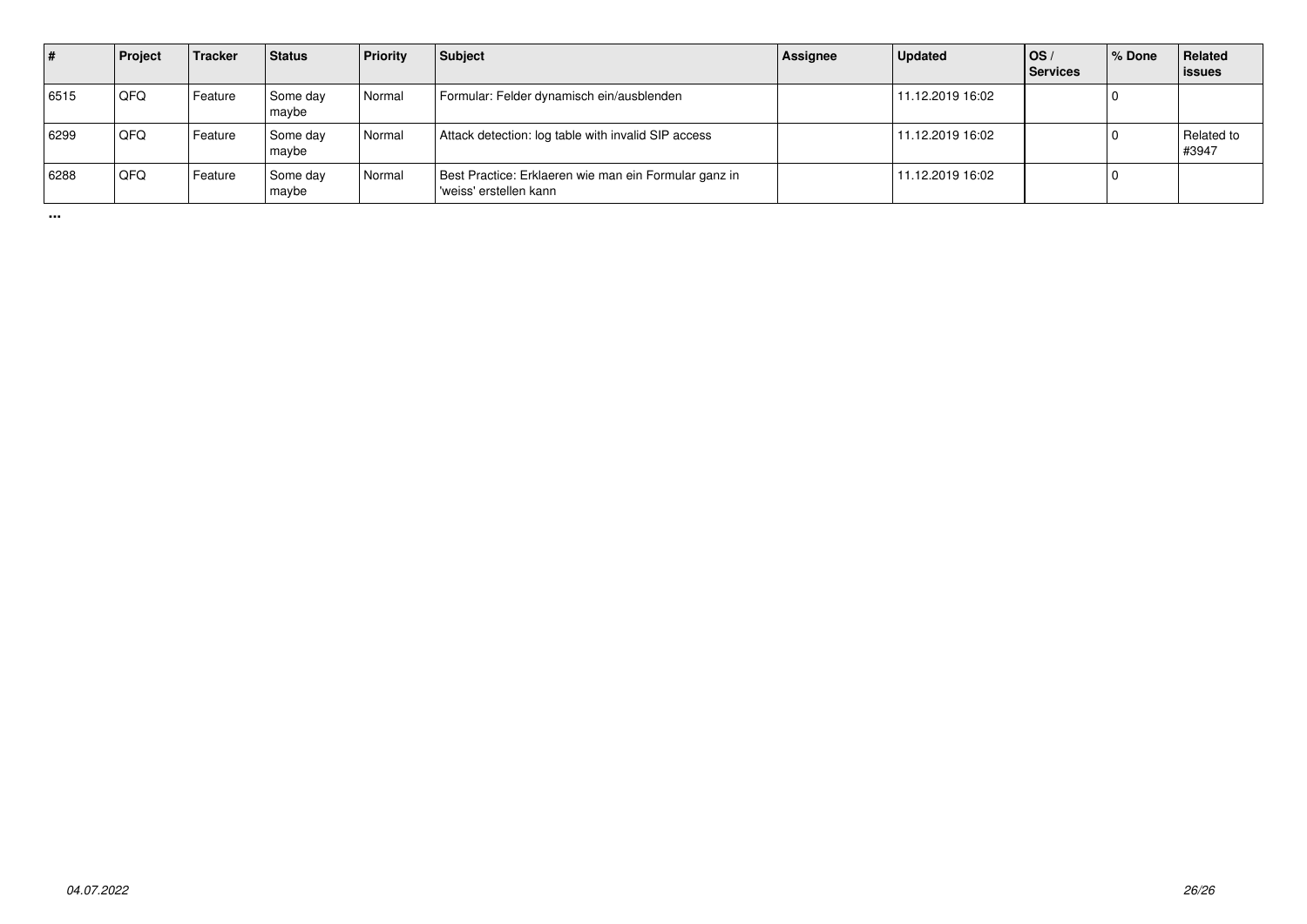| # | Project | Tracker | Status | Priority | Subject | Assignee | Updated | OS / Services | % Done | Related issues |
|---|---|---|---|---|---|---|---|---|---|---|
| 6515 | QFQ | Feature | Some day maybe | Normal | Formular: Felder dynamisch ein/ausblenden | | 11.12.2019 16:02 | | 0 | |
| 6299 | QFQ | Feature | Some day maybe | Normal | Attack detection: log table with invalid SIP access | | 11.12.2019 16:02 | | 0 | Related to #3947 |
| 6288 | QFQ | Feature | Some day maybe | Normal | Best Practice: Erklaeren wie man ein Formular ganz in 'weiss' erstellen kann | | 11.12.2019 16:02 | | 0 | |

...